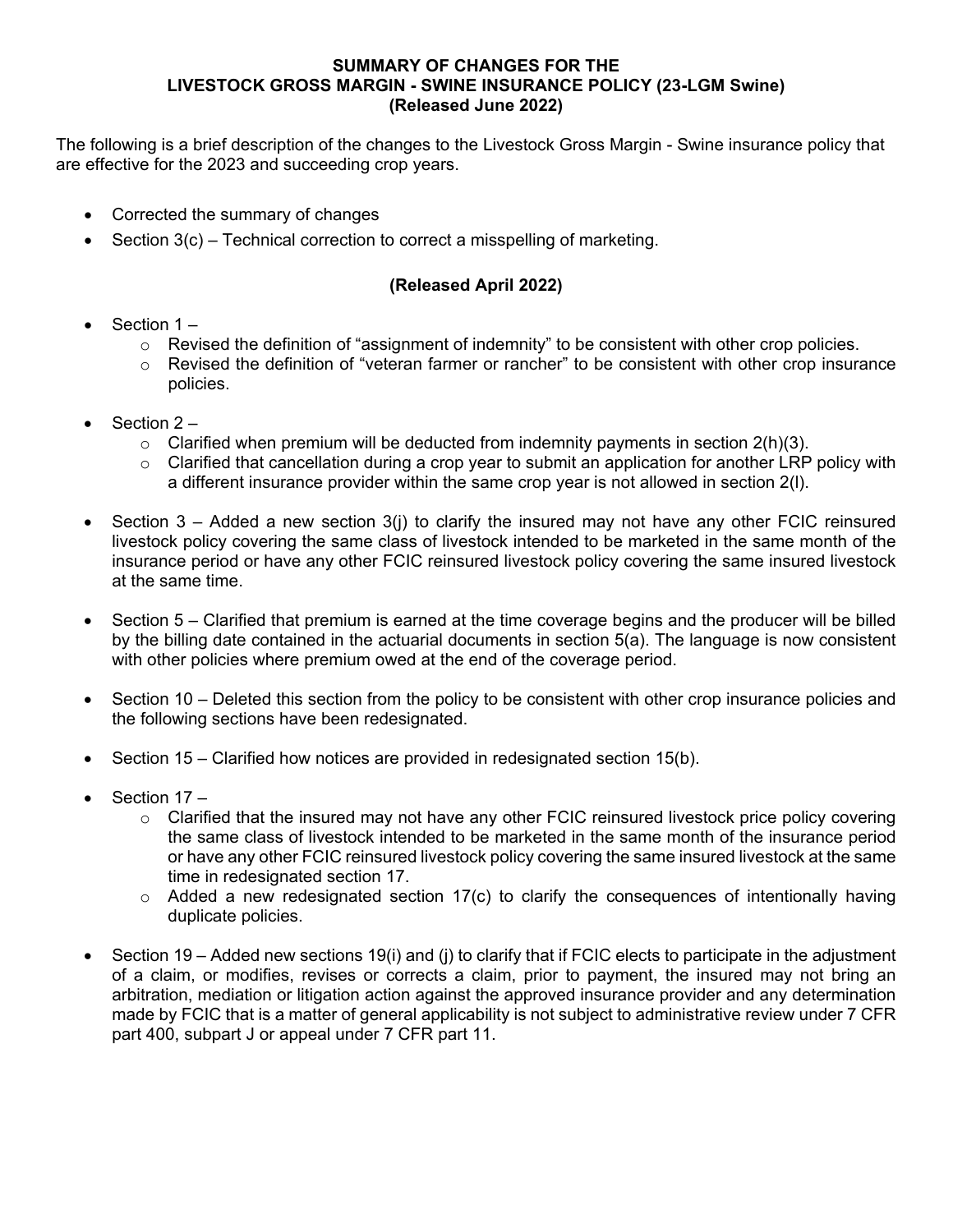# SUMMARY OF CHANGES FOR THE LIVESTOCK GROSS MARGIN - SWINE INSURANCE POLICY (23-LGM Swine) (Released June 2022)

The following is a brief description of the changes to the Livestock Gross Margin - Swine insurance policy that are effective for the 2023 and succeeding crop years.

- Corrected the summary of changes
- Section 3(c) – Technical correction to correct a misspelling of marketing.

## (Released April 2022)

- Section 1 –
  - Revised the definition of "assignment of indemnity" to be consistent with other crop policies.
  - Revised the definition of "veteran farmer or rancher" to be consistent with other crop insurance policies.
- Section 2 –
  - Clarified when premium will be deducted from indemnity payments in section 2(h)(3).
  - Clarified that cancellation during a crop year to submit an application for another LRP policy with a different insurance provider within the same crop year is not allowed in section 2(l).
- Section 3 – Added a new section 3(j) to clarify the insured may not have any other FCIC reinsured livestock policy covering the same class of livestock intended to be marketed in the same month of the insurance period or have any other FCIC reinsured livestock policy covering the same insured livestock at the same time.
- Section 5 – Clarified that premium is earned at the time coverage begins and the producer will be billed by the billing date contained in the actuarial documents in section 5(a). The language is now consistent with other policies where premium owed at the end of the coverage period.
- Section 10 – Deleted this section from the policy to be consistent with other crop insurance policies and the following sections have been redesignated.
- Section 15 – Clarified how notices are provided in redesignated section 15(b).
- Section 17 –
  - Clarified that the insured may not have any other FCIC reinsured livestock price policy covering the same class of livestock intended to be marketed in the same month of the insurance period or have any other FCIC reinsured livestock policy covering the same insured livestock at the same time in redesignated section 17.
  - Added a new redesignated section 17(c) to clarify the consequences of intentionally having duplicate policies.
- Section 19 – Added new sections 19(i) and (j) to clarify that if FCIC elects to participate in the adjustment of a claim, or modifies, revises or corrects a claim, prior to payment, the insured may not bring an arbitration, mediation or litigation action against the approved insurance provider and any determination made by FCIC that is a matter of general applicability is not subject to administrative review under 7 CFR part 400, subpart J or appeal under 7 CFR part 11.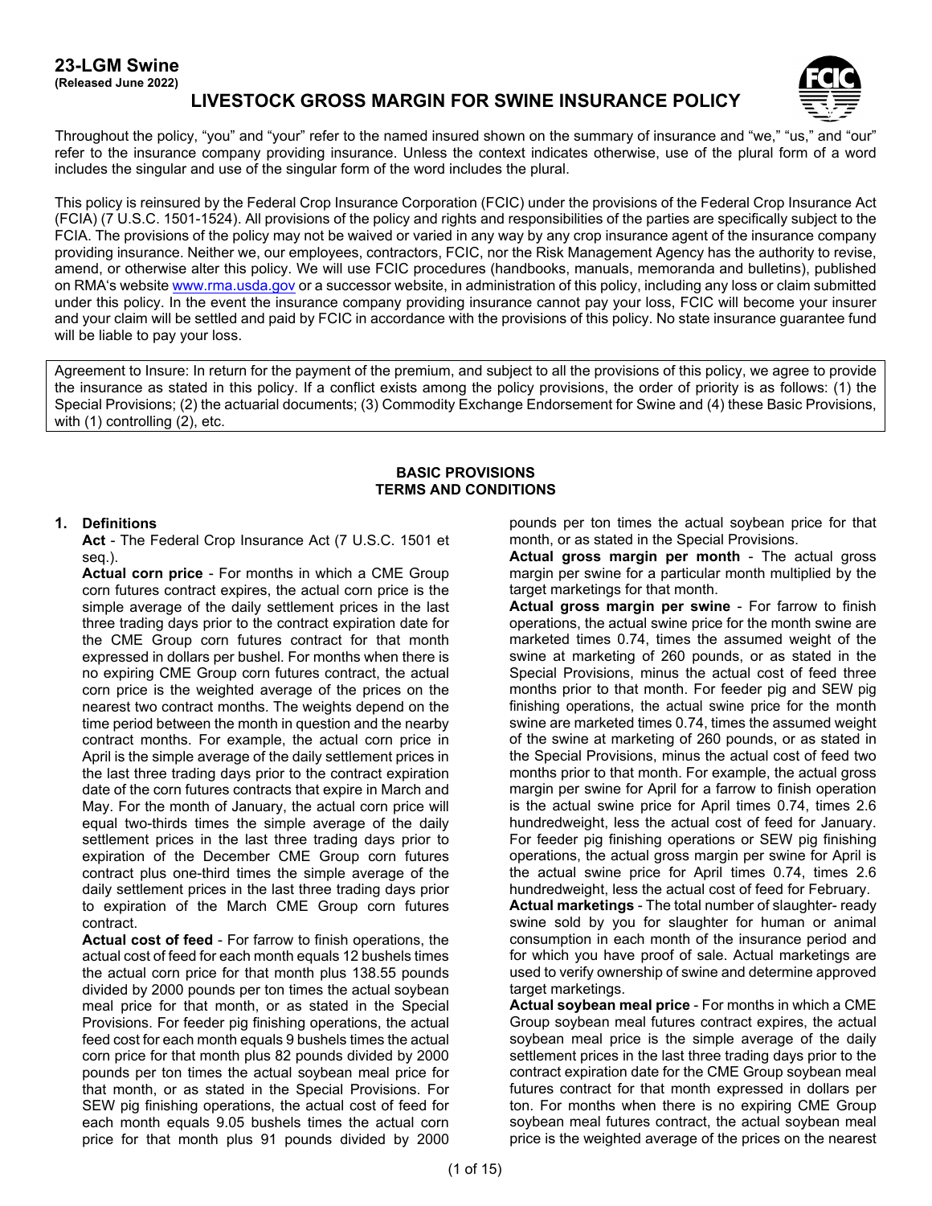## 23-LGM Swine

**(Released June 2022)**

# LIVESTOCK GROSS MARGIN FOR SWINE INSURANCE POLICY

Throughout the policy, "you" and "your" refer to the named insured shown on the summary of insurance and "we," "us," and "our" refer to the insurance company providing insurance. Unless the context indicates otherwise, use of the plural form of a word includes the singular and use of the singular form of the word includes the plural.

This policy is reinsured by the Federal Crop Insurance Corporation (FCIC) under the provisions of the Federal Crop Insurance Act (FCIA) (7 U.S.C. 1501-1524). All provisions of the policy and rights and responsibilities of the parties are specifically subject to the FCIA. The provisions of the policy may not be waived or varied in any way by any crop insurance agent of the insurance company providing insurance. Neither we, our employees, contractors, FCIC, nor the Risk Management Agency has the authority to revise, amend, or otherwise alter this policy. We will use FCIC procedures (handbooks, manuals, memoranda and bulletins), published on RMA's website www.rma.usda.gov or a successor website, in administration of this policy, including any loss or claim submitted under this policy. In the event the insurance company providing insurance cannot pay your loss, FCIC will become your insurer and your claim will be settled and paid by FCIC in accordance with the provisions of this policy. No state insurance guarantee fund will be liable to pay your loss.

Agreement to Insure: In return for the payment of the premium, and subject to all the provisions of this policy, we agree to provide the insurance as stated in this policy. If a conflict exists among the policy provisions, the order of priority is as follows: (1) the Special Provisions; (2) the actuarial documents; (3) Commodity Exchange Endorsement for Swine and (4) these Basic Provisions, with (1) controlling (2), etc.

**BASIC PROVISIONS**
**TERMS AND CONDITIONS**

**1. Definitions**

**Act** - The Federal Crop Insurance Act (7 U.S.C. 1501 et seq.).

**Actual corn price** - For months in which a CME Group corn futures contract expires, the actual corn price is the simple average of the daily settlement prices in the last three trading days prior to the contract expiration date for the CME Group corn futures contract for that month expressed in dollars per bushel. For months when there is no expiring CME Group corn futures contract, the actual corn price is the weighted average of the prices on the nearest two contract months. The weights depend on the time period between the month in question and the nearby contract months. For example, the actual corn price in April is the simple average of the daily settlement prices in the last three trading days prior to the contract expiration date of the corn futures contracts that expire in March and May. For the month of January, the actual corn price will equal two-thirds times the simple average of the daily settlement prices in the last three trading days prior to expiration of the December CME Group corn futures contract plus one-third times the simple average of the daily settlement prices in the last three trading days prior to expiration of the March CME Group corn futures contract.

**Actual cost of feed** - For farrow to finish operations, the actual cost of feed for each month equals 12 bushels times the actual corn price for that month plus 138.55 pounds divided by 2000 pounds per ton times the actual soybean meal price for that month, or as stated in the Special Provisions. For feeder pig finishing operations, the actual feed cost for each month equals 9 bushels times the actual corn price for that month plus 82 pounds divided by 2000 pounds per ton times the actual soybean meal price for that month, or as stated in the Special Provisions. For SEW pig finishing operations, the actual cost of feed for each month equals 9.05 bushels times the actual corn price for that month plus 91 pounds divided by 2000 pounds per ton times the actual soybean price for that month, or as stated in the Special Provisions.

**Actual gross margin per month** - The actual gross margin per swine for a particular month multiplied by the target marketings for that month.

**Actual gross margin per swine** - For farrow to finish operations, the actual swine price for the month swine are marketed times 0.74, times the assumed weight of the swine at marketing of 260 pounds, or as stated in the Special Provisions, minus the actual cost of feed three months prior to that month. For feeder pig and SEW pig finishing operations, the actual swine price for the month swine are marketed times 0.74, times the assumed weight of the swine at marketing of 260 pounds, or as stated in the Special Provisions, minus the actual cost of feed two months prior to that month. For example, the actual gross margin per swine for April for a farrow to finish operation is the actual swine price for April times 0.74, times 2.6 hundredweight, less the actual cost of feed for January. For feeder pig finishing operations or SEW pig finishing operations, the actual gross margin per swine for April is the actual swine price for April times 0.74, times 2.6 hundredweight, less the actual cost of feed for February.

**Actual marketings** - The total number of slaughter- ready swine sold by you for slaughter for human or animal consumption in each month of the insurance period and for which you have proof of sale. Actual marketings are used to verify ownership of swine and determine approved target marketings.

**Actual soybean meal price** - For months in which a CME Group soybean meal futures contract expires, the actual soybean meal price is the simple average of the daily settlement prices in the last three trading days prior to the contract expiration date for the CME Group soybean meal futures contract for that month expressed in dollars per ton. For months when there is no expiring CME Group soybean meal futures contract, the actual soybean meal price is the weighted average of the prices on the nearest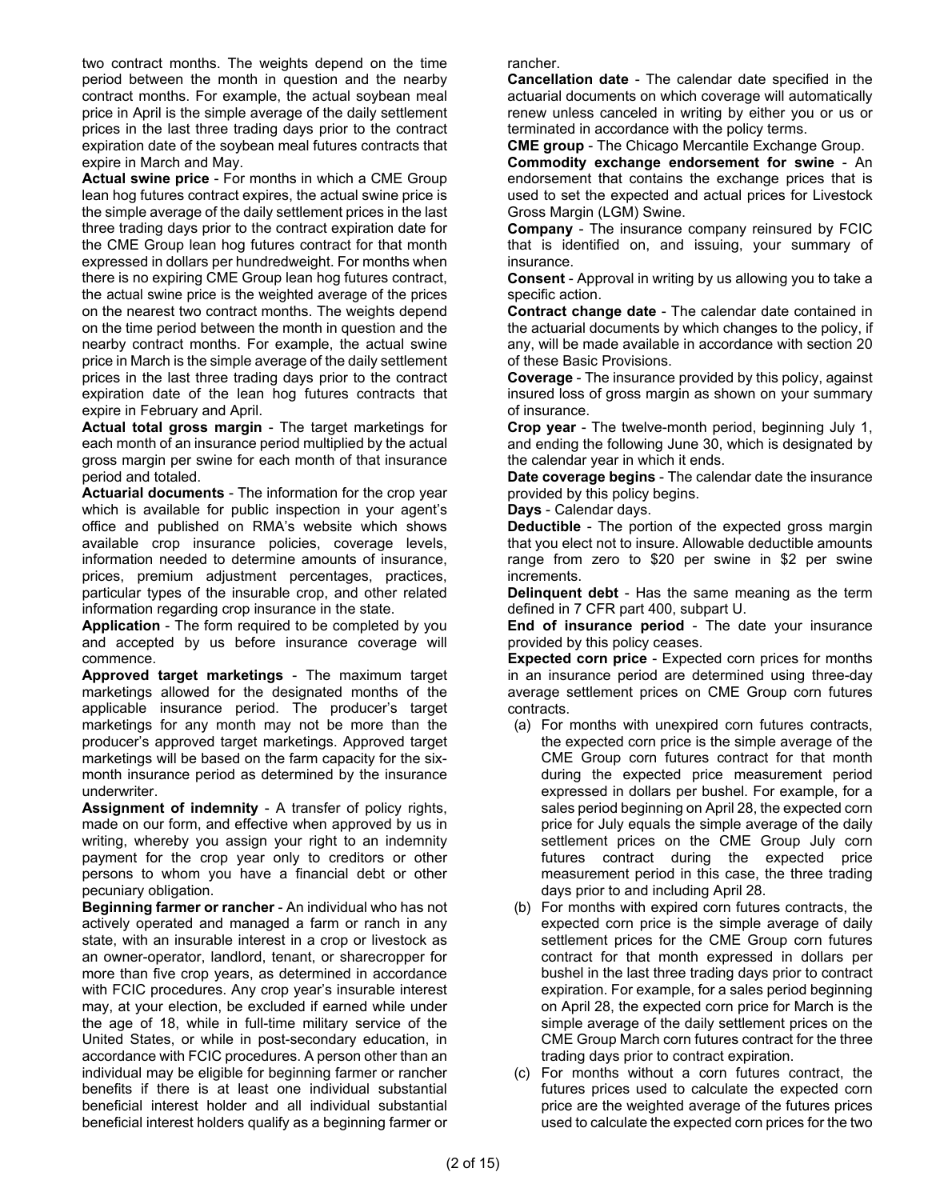two contract months. The weights depend on the time period between the month in question and the nearby contract months. For example, the actual soybean meal price in April is the simple average of the daily settlement prices in the last three trading days prior to the contract expiration date of the soybean meal futures contracts that expire in March and May.

**Actual swine price** - For months in which a CME Group lean hog futures contract expires, the actual swine price is the simple average of the daily settlement prices in the last three trading days prior to the contract expiration date for the CME Group lean hog futures contract for that month expressed in dollars per hundredweight. For months when there is no expiring CME Group lean hog futures contract, the actual swine price is the weighted average of the prices on the nearest two contract months. The weights depend on the time period between the month in question and the nearby contract months. For example, the actual swine price in March is the simple average of the daily settlement prices in the last three trading days prior to the contract expiration date of the lean hog futures contracts that expire in February and April.

**Actual total gross margin** - The target marketings for each month of an insurance period multiplied by the actual gross margin per swine for each month of that insurance period and totaled.

**Actuarial documents** - The information for the crop year which is available for public inspection in your agent's office and published on RMA's website which shows available crop insurance policies, coverage levels, information needed to determine amounts of insurance, prices, premium adjustment percentages, practices, particular types of the insurable crop, and other related information regarding crop insurance in the state.

**Application** - The form required to be completed by you and accepted by us before insurance coverage will commence.

**Approved target marketings** - The maximum target marketings allowed for the designated months of the applicable insurance period. The producer's target marketings for any month may not be more than the producer's approved target marketings. Approved target marketings will be based on the farm capacity for the six-month insurance period as determined by the insurance underwriter.

**Assignment of indemnity** - A transfer of policy rights, made on our form, and effective when approved by us in writing, whereby you assign your right to an indemnity payment for the crop year only to creditors or other persons to whom you have a financial debt or other pecuniary obligation.

**Beginning farmer or rancher** - An individual who has not actively operated and managed a farm or ranch in any state, with an insurable interest in a crop or livestock as an owner-operator, landlord, tenant, or sharecropper for more than five crop years, as determined in accordance with FCIC procedures. Any crop year's insurable interest may, at your election, be excluded if earned while under the age of 18, while in full-time military service of the United States, or while in post-secondary education, in accordance with FCIC procedures. A person other than an individual may be eligible for beginning farmer or rancher benefits if there is at least one individual substantial beneficial interest holder and all individual substantial beneficial interest holders qualify as a beginning farmer or rancher.

**Cancellation date** - The calendar date specified in the actuarial documents on which coverage will automatically renew unless canceled in writing by either you or us or terminated in accordance with the policy terms.

**CME group** - The Chicago Mercantile Exchange Group.

**Commodity exchange endorsement for swine** - An endorsement that contains the exchange prices that is used to set the expected and actual prices for Livestock Gross Margin (LGM) Swine.

**Company** - The insurance company reinsured by FCIC that is identified on, and issuing, your summary of insurance.

**Consent** - Approval in writing by us allowing you to take a specific action.

**Contract change date** - The calendar date contained in the actuarial documents by which changes to the policy, if any, will be made available in accordance with section 20 of these Basic Provisions.

**Coverage** - The insurance provided by this policy, against insured loss of gross margin as shown on your summary of insurance.

**Crop year** - The twelve-month period, beginning July 1, and ending the following June 30, which is designated by the calendar year in which it ends.

**Date coverage begins** - The calendar date the insurance provided by this policy begins.

**Days** - Calendar days.

**Deductible** - The portion of the expected gross margin that you elect not to insure. Allowable deductible amounts range from zero to $20 per swine in $2 per swine increments.

**Delinquent debt** - Has the same meaning as the term defined in 7 CFR part 400, subpart U.

**End of insurance period** - The date your insurance provided by this policy ceases.

**Expected corn price** - Expected corn prices for months in an insurance period are determined using three-day average settlement prices on CME Group corn futures contracts.

(a) For months with unexpired corn futures contracts, the expected corn price is the simple average of the CME Group corn futures contract for that month during the expected price measurement period expressed in dollars per bushel. For example, for a sales period beginning on April 28, the expected corn price for July equals the simple average of the daily settlement prices on the CME Group July corn futures contract during the expected price measurement period in this case, the three trading days prior to and including April 28.

(b) For months with expired corn futures contracts, the expected corn price is the simple average of daily settlement prices for the CME Group corn futures contract for that month expressed in dollars per bushel in the last three trading days prior to contract expiration. For example, for a sales period beginning on April 28, the expected corn price for March is the simple average of the daily settlement prices on the CME Group March corn futures contract for the three trading days prior to contract expiration.

(c) For months without a corn futures contract, the futures prices used to calculate the expected corn price are the weighted average of the futures prices used to calculate the expected corn prices for the two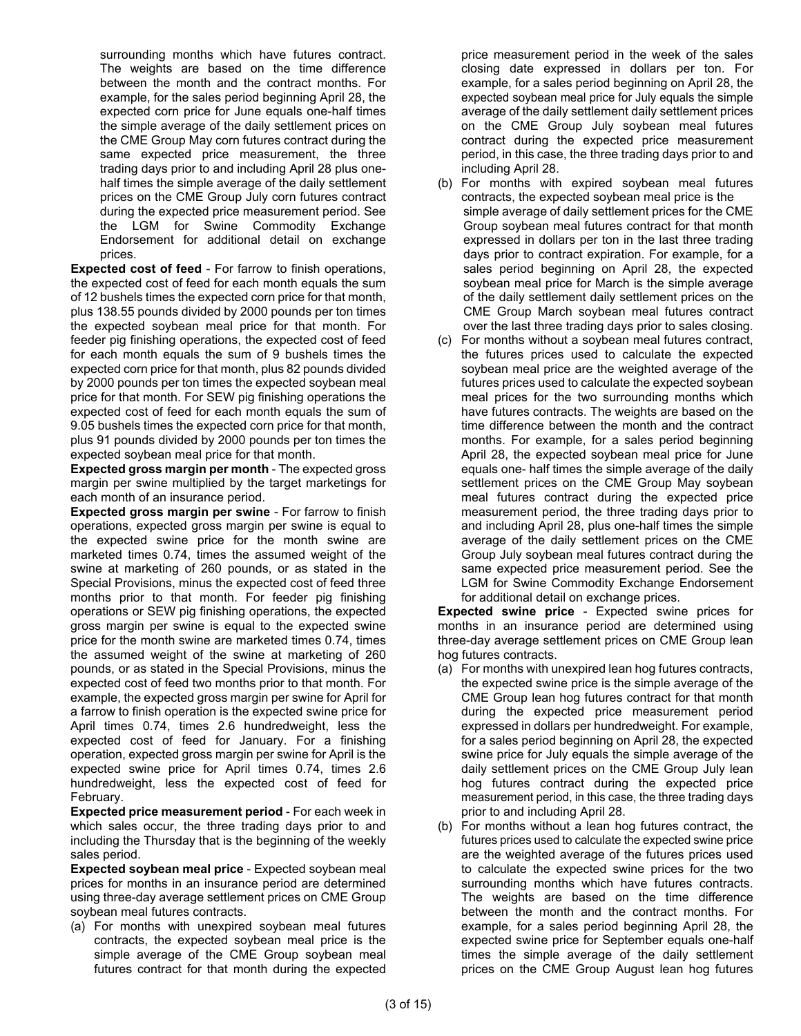surrounding months which have futures contract. The weights are based on the time difference between the month and the contract months. For example, for the sales period beginning April 28, the expected corn price for June equals one-half times the simple average of the daily settlement prices on the CME Group May corn futures contract during the same expected price measurement, the three trading days prior to and including April 28 plus one-half times the simple average of the daily settlement prices on the CME Group July corn futures contract during the expected price measurement period. See the LGM for Swine Commodity Exchange Endorsement for additional detail on exchange prices.

**Expected cost of feed** - For farrow to finish operations, the expected cost of feed for each month equals the sum of 12 bushels times the expected corn price for that month, plus 138.55 pounds divided by 2000 pounds per ton times the expected soybean meal price for that month. For feeder pig finishing operations, the expected cost of feed for each month equals the sum of 9 bushels times the expected corn price for that month, plus 82 pounds divided by 2000 pounds per ton times the expected soybean meal price for that month. For SEW pig finishing operations the expected cost of feed for each month equals the sum of 9.05 bushels times the expected corn price for that month, plus 91 pounds divided by 2000 pounds per ton times the expected soybean meal price for that month.

**Expected gross margin per month** - The expected gross margin per swine multiplied by the target marketings for each month of an insurance period.

**Expected gross margin per swine** - For farrow to finish operations, expected gross margin per swine is equal to the expected swine price for the month swine are marketed times 0.74, times the assumed weight of the swine at marketing of 260 pounds, or as stated in the Special Provisions, minus the expected cost of feed three months prior to that month. For feeder pig finishing operations or SEW pig finishing operations, the expected gross margin per swine is equal to the expected swine price for the month swine are marketed times 0.74, times the assumed weight of the swine at marketing of 260 pounds, or as stated in the Special Provisions, minus the expected cost of feed two months prior to that month. For example, the expected gross margin per swine for April for a farrow to finish operation is the expected swine price for April times 0.74, times 2.6 hundredweight, less the expected cost of feed for January. For a finishing operation, expected gross margin per swine for April is the expected swine price for April times 0.74, times 2.6 hundredweight, less the expected cost of feed for February.

**Expected price measurement period** - For each week in which sales occur, the three trading days prior to and including the Thursday that is the beginning of the weekly sales period.

**Expected soybean meal price** - Expected soybean meal prices for months in an insurance period are determined using three-day average settlement prices on CME Group soybean meal futures contracts.

(a) For months with unexpired soybean meal futures contracts, the expected soybean meal price is the simple average of the CME Group soybean meal futures contract for that month during the expected price measurement period in the week of the sales closing date expressed in dollars per ton. For example, for a sales period beginning on April 28, the expected soybean meal price for July equals the simple average of the daily settlement daily settlement prices on the CME Group July soybean meal futures contract during the expected price measurement period, in this case, the three trading days prior to and including April 28.

(b) For months with expired soybean meal futures contracts, the expected soybean meal price is the simple average of daily settlement prices for the CME Group soybean meal futures contract for that month expressed in dollars per ton in the last three trading days prior to contract expiration. For example, for a sales period beginning on April 28, the expected soybean meal price for March is the simple average of the daily settlement daily settlement prices on the CME Group March soybean meal futures contract over the last three trading days prior to sales closing.

(c) For months without a soybean meal futures contract, the futures prices used to calculate the expected soybean meal price are the weighted average of the futures prices used to calculate the expected soybean meal prices for the two surrounding months which have futures contracts. The weights are based on the time difference between the month and the contract months. For example, for a sales period beginning April 28, the expected soybean meal price for June equals one- half times the simple average of the daily settlement prices on the CME Group May soybean meal futures contract during the expected price measurement period, the three trading days prior to and including April 28, plus one-half times the simple average of the daily settlement prices on the CME Group July soybean meal futures contract during the same expected price measurement period. See the LGM for Swine Commodity Exchange Endorsement for additional detail on exchange prices.

**Expected swine price** - Expected swine prices for months in an insurance period are determined using three-day average settlement prices on CME Group lean hog futures contracts.

(a) For months with unexpired lean hog futures contracts, the expected swine price is the simple average of the CME Group lean hog futures contract for that month during the expected price measurement period expressed in dollars per hundredweight. For example, for a sales period beginning on April 28, the expected swine price for July equals the simple average of the daily settlement prices on the CME Group July lean hog futures contract during the expected price measurement period, in this case, the three trading days prior to and including April 28.

(b) For months without a lean hog futures contract, the futures prices used to calculate the expected swine price are the weighted average of the futures prices used to calculate the expected swine prices for the two surrounding months which have futures contracts. The weights are based on the time difference between the month and the contract months. For example, for a sales period beginning April 28, the expected swine price for September equals one-half times the simple average of the daily settlement prices on the CME Group August lean hog futures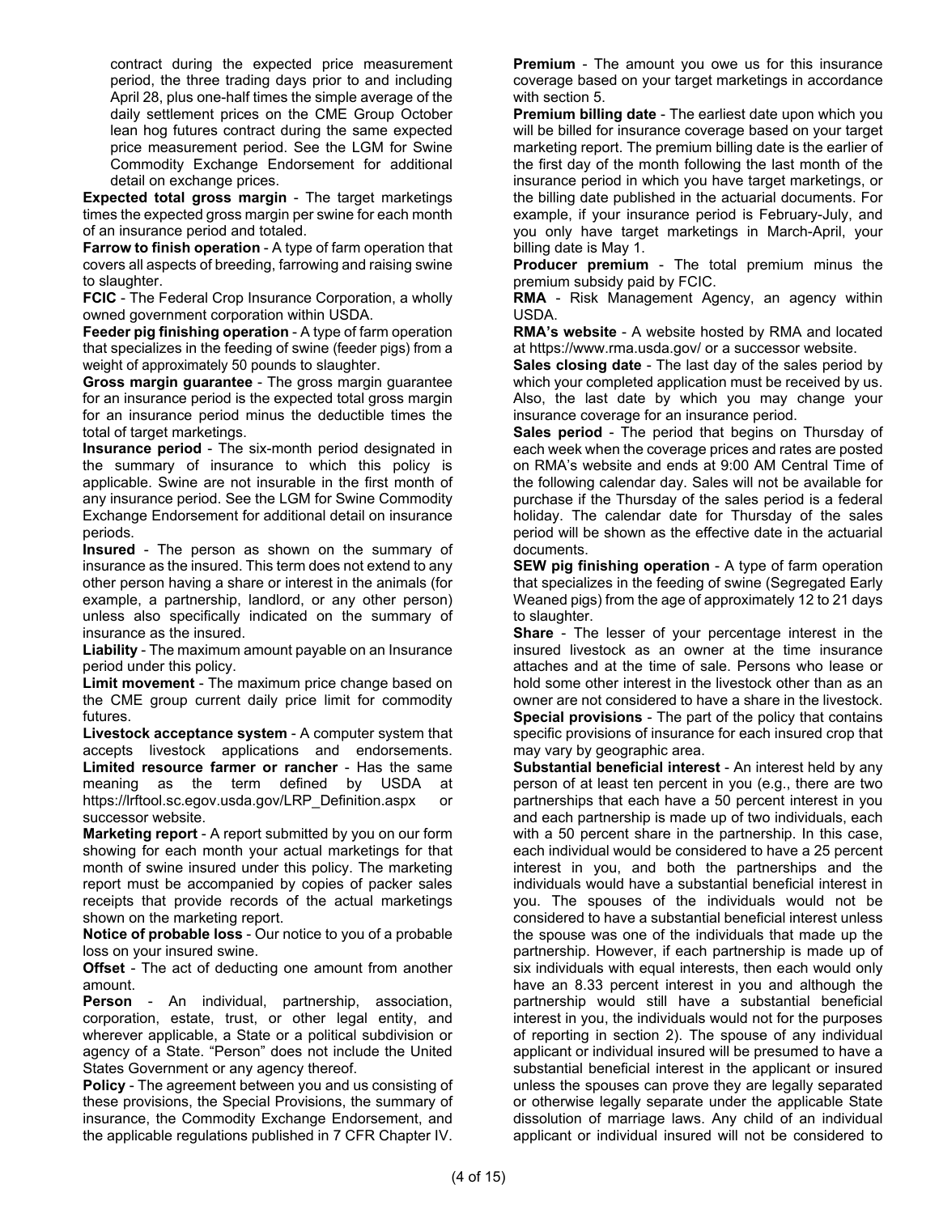contract during the expected price measurement period, the three trading days prior to and including April 28, plus one-half times the simple average of the daily settlement prices on the CME Group October lean hog futures contract during the same expected price measurement period. See the LGM for Swine Commodity Exchange Endorsement for additional detail on exchange prices.

**Expected total gross margin** - The target marketings times the expected gross margin per swine for each month of an insurance period and totaled.

**Farrow to finish operation** - A type of farm operation that covers all aspects of breeding, farrowing and raising swine to slaughter.

**FCIC** - The Federal Crop Insurance Corporation, a wholly owned government corporation within USDA.

**Feeder pig finishing operation** - A type of farm operation that specializes in the feeding of swine (feeder pigs) from a weight of approximately 50 pounds to slaughter.

**Gross margin guarantee** - The gross margin guarantee for an insurance period is the expected total gross margin for an insurance period minus the deductible times the total of target marketings.

**Insurance period** - The six-month period designated in the summary of insurance to which this policy is applicable. Swine are not insurable in the first month of any insurance period. See the LGM for Swine Commodity Exchange Endorsement for additional detail on insurance periods.

**Insured** - The person as shown on the summary of insurance as the insured. This term does not extend to any other person having a share or interest in the animals (for example, a partnership, landlord, or any other person) unless also specifically indicated on the summary of insurance as the insured.

**Liability** - The maximum amount payable on an Insurance period under this policy.

**Limit movement** - The maximum price change based on the CME group current daily price limit for commodity futures.

**Livestock acceptance system** - A computer system that accepts livestock applications and endorsements.

**Limited resource farmer or rancher** - Has the same meaning as the term defined by USDA at https://lrftool.sc.egov.usda.gov/LRP_Definition.aspx or successor website.

**Marketing report** - A report submitted by you on our form showing for each month your actual marketings for that month of swine insured under this policy. The marketing report must be accompanied by copies of packer sales receipts that provide records of the actual marketings shown on the marketing report.

**Notice of probable loss** - Our notice to you of a probable loss on your insured swine.

**Offset** - The act of deducting one amount from another amount.

**Person** - An individual, partnership, association, corporation, estate, trust, or other legal entity, and wherever applicable, a State or a political subdivision or agency of a State. "Person" does not include the United States Government or any agency thereof.

**Policy** - The agreement between you and us consisting of these provisions, the Special Provisions, the summary of insurance, the Commodity Exchange Endorsement, and the applicable regulations published in 7 CFR Chapter IV.

**Premium** - The amount you owe us for this insurance coverage based on your target marketings in accordance with section 5.

**Premium billing date** - The earliest date upon which you will be billed for insurance coverage based on your target marketing report. The premium billing date is the earlier of the first day of the month following the last month of the insurance period in which you have target marketings, or the billing date published in the actuarial documents. For example, if your insurance period is February-July, and you only have target marketings in March-April, your billing date is May 1.

**Producer premium** - The total premium minus the premium subsidy paid by FCIC.

**RMA** - Risk Management Agency, an agency within USDA.

**RMA's website** - A website hosted by RMA and located at https://www.rma.usda.gov/ or a successor website.

**Sales closing date** - The last day of the sales period by which your completed application must be received by us. Also, the last date by which you may change your insurance coverage for an insurance period.

**Sales period** - The period that begins on Thursday of each week when the coverage prices and rates are posted on RMA's website and ends at 9:00 AM Central Time of the following calendar day. Sales will not be available for purchase if the Thursday of the sales period is a federal holiday. The calendar date for Thursday of the sales period will be shown as the effective date in the actuarial documents.

**SEW pig finishing operation** - A type of farm operation that specializes in the feeding of swine (Segregated Early Weaned pigs) from the age of approximately 12 to 21 days to slaughter.

**Share** - The lesser of your percentage interest in the insured livestock as an owner at the time insurance attaches and at the time of sale. Persons who lease or hold some other interest in the livestock other than as an owner are not considered to have a share in the livestock.

**Special provisions** - The part of the policy that contains specific provisions of insurance for each insured crop that may vary by geographic area.

**Substantial beneficial interest** - An interest held by any person of at least ten percent in you (e.g., there are two partnerships that each have a 50 percent interest in you and each partnership is made up of two individuals, each with a 50 percent share in the partnership. In this case, each individual would be considered to have a 25 percent interest in you, and both the partnerships and the individuals would have a substantial beneficial interest in you. The spouses of the individuals would not be considered to have a substantial beneficial interest unless the spouse was one of the individuals that made up the partnership. However, if each partnership is made up of six individuals with equal interests, then each would only have an 8.33 percent interest in you and although the partnership would still have a substantial beneficial interest in you, the individuals would not for the purposes of reporting in section 2). The spouse of any individual applicant or individual insured will be presumed to have a substantial beneficial interest in the applicant or insured unless the spouses can prove they are legally separated or otherwise legally separate under the applicable State dissolution of marriage laws. Any child of an individual applicant or individual insured will not be considered to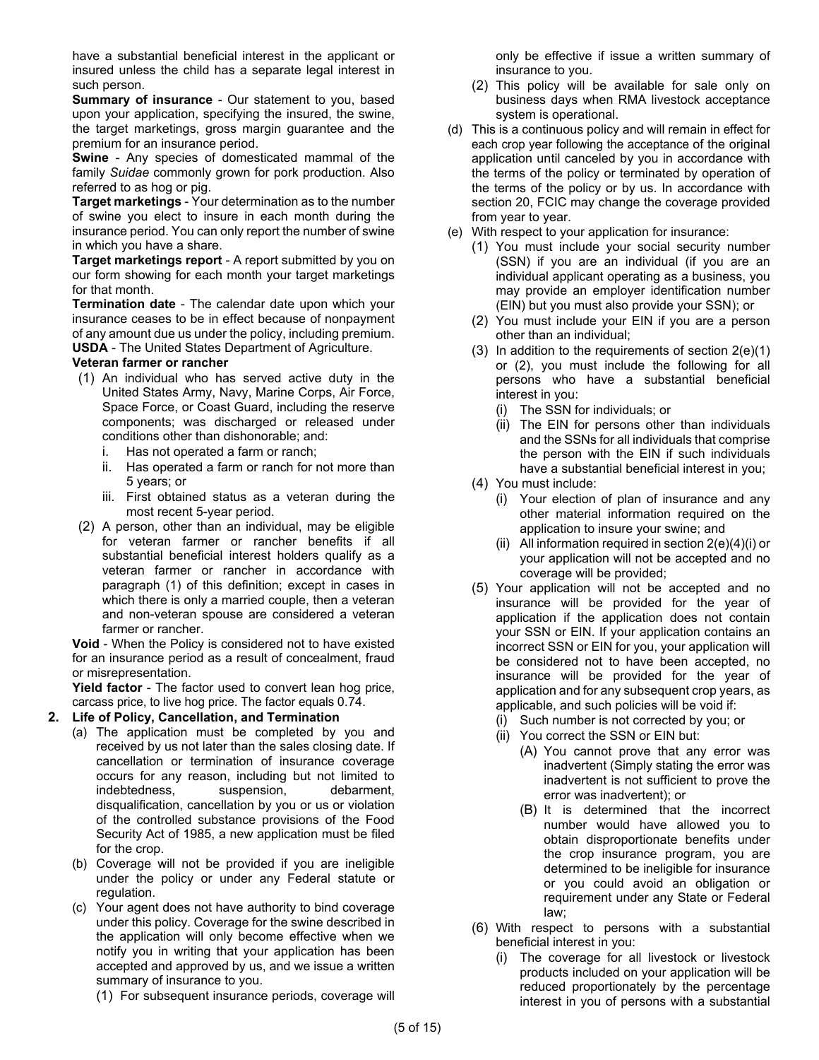have a substantial beneficial interest in the applicant or insured unless the child has a separate legal interest in such person.

**Summary of insurance** - Our statement to you, based upon your application, specifying the insured, the swine, the target marketings, gross margin guarantee and the premium for an insurance period.

**Swine** - Any species of domesticated mammal of the family *Suidae* commonly grown for pork production. Also referred to as hog or pig.

**Target marketings** - Your determination as to the number of swine you elect to insure in each month during the insurance period. You can only report the number of swine in which you have a share.

**Target marketings report** - A report submitted by you on our form showing for each month your target marketings for that month.

**Termination date** - The calendar date upon which your insurance ceases to be in effect because of nonpayment of any amount due us under the policy, including premium.

**USDA** - The United States Department of Agriculture.

**Veteran farmer or rancher**

(1) An individual who has served active duty in the United States Army, Navy, Marine Corps, Air Force, Space Force, or Coast Guard, including the reserve components; was discharged or released under conditions other than dishonorable; and:
   i. Has not operated a farm or ranch;
   ii. Has operated a farm or ranch for not more than 5 years; or
   iii. First obtained status as a veteran during the most recent 5-year period.

(2) A person, other than an individual, may be eligible for veteran farmer or rancher benefits if all substantial beneficial interest holders qualify as a veteran farmer or rancher in accordance with paragraph (1) of this definition; except in cases in which there is only a married couple, then a veteran and non-veteran spouse are considered a veteran farmer or rancher.

**Void** - When the Policy is considered not to have existed for an insurance period as a result of concealment, fraud or misrepresentation.

**Yield factor** - The factor used to convert lean hog price, carcass price, to live hog price. The factor equals 0.74.

## 2. Life of Policy, Cancellation, and Termination

(a) The application must be completed by you and received by us not later than the sales closing date. If cancellation or termination of insurance coverage occurs for any reason, including but not limited to indebtedness, suspension, debarment, disqualification, cancellation by you or us or violation of the controlled substance provisions of the Food Security Act of 1985, a new application must be filed for the crop.

(b) Coverage will not be provided if you are ineligible under the policy or under any Federal statute or regulation.

(c) Your agent does not have authority to bind coverage under this policy. Coverage for the swine described in the application will only become effective when we notify you in writing that your application has been accepted and approved by us, and we issue a written summary of insurance to you.
   (1) For subsequent insurance periods, coverage will only be effective if issue a written summary of insurance to you.
   (2) This policy will be available for sale only on business days when RMA livestock acceptance system is operational.

(d) This is a continuous policy and will remain in effect for each crop year following the acceptance of the original application until canceled by you in accordance with the terms of the policy or terminated by operation of the terms of the policy or by us. In accordance with section 20, FCIC may change the coverage provided from year to year.

(e) With respect to your application for insurance:
   (1) You must include your social security number (SSN) if you are an individual (if you are an individual applicant operating as a business, you may provide an employer identification number (EIN) but you must also provide your SSN); or
   (2) You must include your EIN if you are a person other than an individual;
   (3) In addition to the requirements of section 2(e)(1) or (2), you must include the following for all persons who have a substantial beneficial interest in you:
      (i) The SSN for individuals; or
      (ii) The EIN for persons other than individuals and the SSNs for all individuals that comprise the person with the EIN if such individuals have a substantial beneficial interest in you;
   (4) You must include:
      (i) Your election of plan of insurance and any other material information required on the application to insure your swine; and
      (ii) All information required in section 2(e)(4)(i) or your application will not be accepted and no coverage will be provided;
   (5) Your application will not be accepted and no insurance will be provided for the year of application if the application does not contain your SSN or EIN. If your application contains an incorrect SSN or EIN for you, your application will be considered not to have been accepted, no insurance will be provided for the year of application and for any subsequent crop years, as applicable, and such policies will be void if:
      (i) Such number is not corrected by you; or
      (ii) You correct the SSN or EIN but:
         (A) You cannot prove that any error was inadvertent (Simply stating the error was inadvertent is not sufficient to prove the error was inadvertent); or
         (B) It is determined that the incorrect number would have allowed you to obtain disproportionate benefits under the crop insurance program, you are determined to be ineligible for insurance or you could avoid an obligation or requirement under any State or Federal law;
   (6) With respect to persons with a substantial beneficial interest in you:
      (i) The coverage for all livestock or livestock products included on your application will be reduced proportionately by the percentage interest in you of persons with a substantial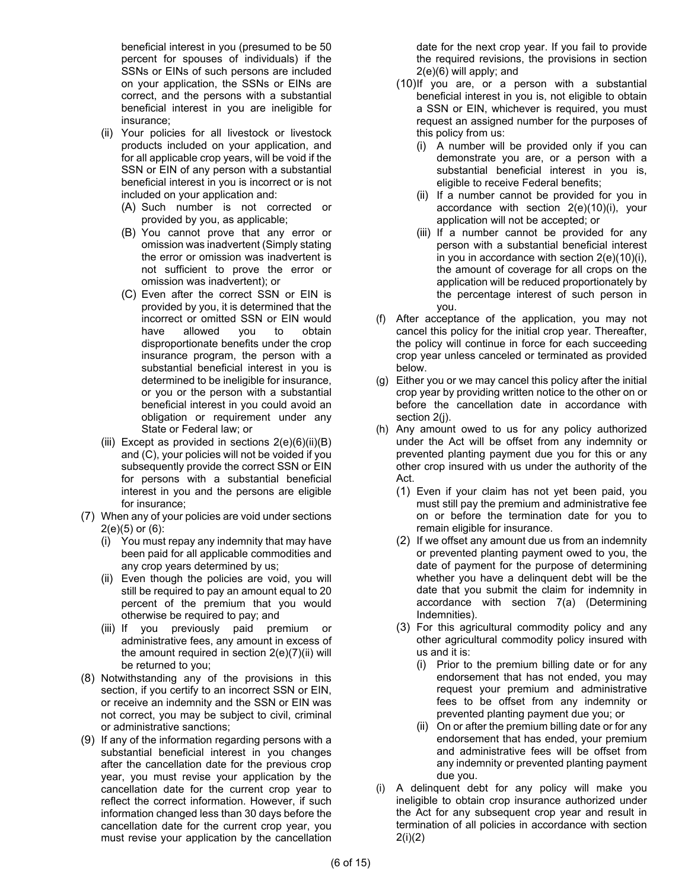beneficial interest in you (presumed to be 50 percent for spouses of individuals) if the SSNs or EINs of such persons are included on your application, the SSNs or EINs are correct, and the persons with a substantial beneficial interest in you are ineligible for insurance;

(ii) Your policies for all livestock or livestock products included on your application, and for all applicable crop years, will be void if the SSN or EIN of any person with a substantial beneficial interest in you is incorrect or is not included on your application and:

   (A) Such number is not corrected or provided by you, as applicable;

   (B) You cannot prove that any error or omission was inadvertent (Simply stating the error or omission was inadvertent is not sufficient to prove the error or omission was inadvertent); or

   (C) Even after the correct SSN or EIN is provided by you, it is determined that the incorrect or omitted SSN or EIN would have allowed you to obtain disproportionate benefits under the crop insurance program, the person with a substantial beneficial interest in you is determined to be ineligible for insurance, or you or the person with a substantial beneficial interest in you could avoid an obligation or requirement under any State or Federal law; or

(iii) Except as provided in sections 2(e)(6)(ii)(B) and (C), your policies will not be voided if you subsequently provide the correct SSN or EIN for persons with a substantial beneficial interest in you and the persons are eligible for insurance;

(7) When any of your policies are void under sections 2(e)(5) or (6):

   (i) You must repay any indemnity that may have been paid for all applicable commodities and any crop years determined by us;

   (ii) Even though the policies are void, you will still be required to pay an amount equal to 20 percent of the premium that you would otherwise be required to pay; and

   (iii) If you previously paid premium or administrative fees, any amount in excess of the amount required in section 2(e)(7)(ii) will be returned to you;

(8) Notwithstanding any of the provisions in this section, if you certify to an incorrect SSN or EIN, or receive an indemnity and the SSN or EIN was not correct, you may be subject to civil, criminal or administrative sanctions;

(9) If any of the information regarding persons with a substantial beneficial interest in you changes after the cancellation date for the previous crop year, you must revise your application by the cancellation date for the current crop year to reflect the correct information. However, if such information changed less than 30 days before the cancellation date for the current crop year, you must revise your application by the cancellation date for the next crop year. If you fail to provide the required revisions, the provisions in section 2(e)(6) will apply; and

(10) If you are, or a person with a substantial beneficial interest in you is, not eligible to obtain a SSN or EIN, whichever is required, you must request an assigned number for the purposes of this policy from us:

   (i) A number will be provided only if you can demonstrate you are, or a person with a substantial beneficial interest in you is, eligible to receive Federal benefits;

   (ii) If a number cannot be provided for you in accordance with section 2(e)(10)(i), your application will not be accepted; or

   (iii) If a number cannot be provided for any person with a substantial beneficial interest in you in accordance with section 2(e)(10)(i), the amount of coverage for all crops on the application will be reduced proportionately by the percentage interest of such person in you.

(f) After acceptance of the application, you may not cancel this policy for the initial crop year. Thereafter, the policy will continue in force for each succeeding crop year unless canceled or terminated as provided below.

(g) Either you or we may cancel this policy after the initial crop year by providing written notice to the other on or before the cancellation date in accordance with section 2(j).

(h) Any amount owed to us for any policy authorized under the Act will be offset from any indemnity or prevented planting payment due you for this or any other crop insured with us under the authority of the Act.

   (1) Even if your claim has not yet been paid, you must still pay the premium and administrative fee on or before the termination date for you to remain eligible for insurance.

   (2) If we offset any amount due us from an indemnity or prevented planting payment owed to you, the date of payment for the purpose of determining whether you have a delinquent debt will be the date that you submit the claim for indemnity in accordance with section 7(a) (Determining Indemnities).

   (3) For this agricultural commodity policy and any other agricultural commodity policy insured with us and it is:

      (i) Prior to the premium billing date or for any endorsement that has not ended, you may request your premium and administrative fees to be offset from any indemnity or prevented planting payment due you; or

      (ii) On or after the premium billing date or for any endorsement that has ended, your premium and administrative fees will be offset from any indemnity or prevented planting payment due you.

(i) A delinquent debt for any policy will make you ineligible to obtain crop insurance authorized under the Act for any subsequent crop year and result in termination of all policies in accordance with section 2(i)(2)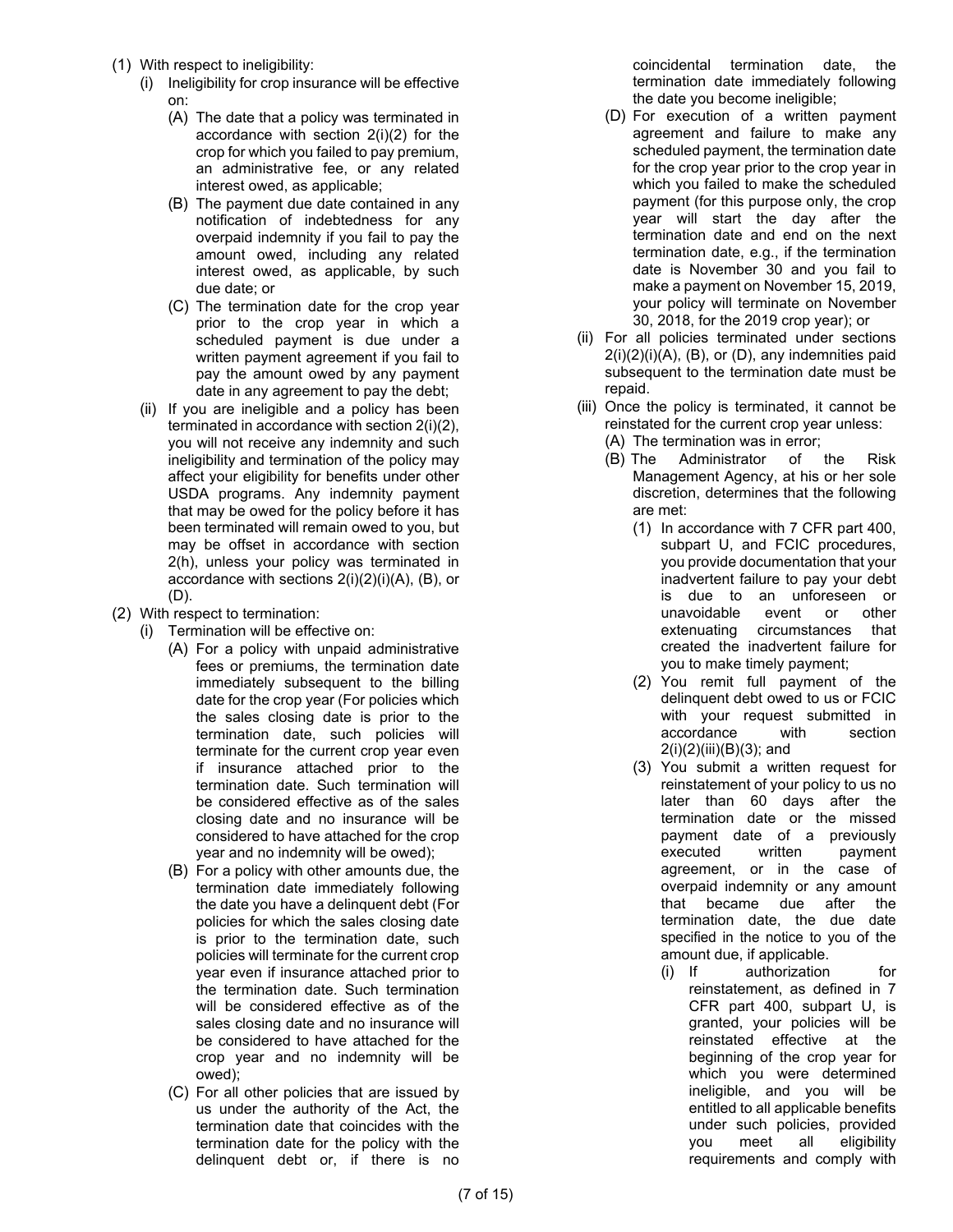(1) With respect to ineligibility:

  (i) Ineligibility for crop insurance will be effective on:

    (A) The date that a policy was terminated in accordance with section 2(i)(2) for the crop for which you failed to pay premium, an administrative fee, or any related interest owed, as applicable;

    (B) The payment due date contained in any notification of indebtedness for any overpaid indemnity if you fail to pay the amount owed, including any related interest owed, as applicable, by such due date; or

    (C) The termination date for the crop year prior to the crop year in which a scheduled payment is due under a written payment agreement if you fail to pay the amount owed by any payment date in any agreement to pay the debt;

  (ii) If you are ineligible and a policy has been terminated in accordance with section 2(i)(2), you will not receive any indemnity and such ineligibility and termination of the policy may affect your eligibility for benefits under other USDA programs. Any indemnity payment that may be owed for the policy before it has been terminated will remain owed to you, but may be offset in accordance with section 2(h), unless your policy was terminated in accordance with sections 2(i)(2)(i)(A), (B), or (D).

(2) With respect to termination:

  (i) Termination will be effective on:

    (A) For a policy with unpaid administrative fees or premiums, the termination date immediately subsequent to the billing date for the crop year (For policies which the sales closing date is prior to the termination date, such policies will terminate for the current crop year even if insurance attached prior to the termination date. Such termination will be considered effective as of the sales closing date and no insurance will be considered to have attached for the crop year and no indemnity will be owed);

    (B) For a policy with other amounts due, the termination date immediately following the date you have a delinquent debt (For policies for which the sales closing date is prior to the termination date, such policies will terminate for the current crop year even if insurance attached prior to the termination date. Such termination will be considered effective as of the sales closing date and no insurance will be considered to have attached for the crop year and no indemnity will be owed);

    (C) For all other policies that are issued by us under the authority of the Act, the termination date that coincides with the termination date for the policy with the delinquent debt or, if there is no coincidental termination date, the termination date immediately following the date you become ineligible;

    (D) For execution of a written payment agreement and failure to make any scheduled payment, the termination date for the crop year prior to the crop year in which you failed to make the scheduled payment (for this purpose only, the crop year will start the day after the termination date and end on the next termination date, e.g., if the termination date is November 30 and you fail to make a payment on November 15, 2019, your policy will terminate on November 30, 2018, for the 2019 crop year); or

  (ii) For all policies terminated under sections 2(i)(2)(i)(A), (B), or (D), any indemnities paid subsequent to the termination date must be repaid.

  (iii) Once the policy is terminated, it cannot be reinstated for the current crop year unless:

    (A) The termination was in error;

    (B) The Administrator of the Risk Management Agency, at his or her sole discretion, determines that the following are met:

      (1) In accordance with 7 CFR part 400, subpart U, and FCIC procedures, you provide documentation that your inadvertent failure to pay your debt is due to an unforeseen or unavoidable event or other extenuating circumstances that created the inadvertent failure for you to make timely payment;

      (2) You remit full payment of the delinquent debt owed to us or FCIC with your request submitted in accordance with section 2(i)(2)(iii)(B)(3); and

      (3) You submit a written request for reinstatement of your policy to us no later than 60 days after the termination date or the missed payment date of a previously executed written payment agreement, or in the case of overpaid indemnity or any amount that became due after the termination date, the due date specified in the notice to you of the amount due, if applicable.

        (i) If authorization for reinstatement, as defined in 7 CFR part 400, subpart U, is granted, your policies will be reinstated effective at the beginning of the crop year for which you were determined ineligible, and you will be entitled to all applicable benefits under such policies, provided you meet all eligibility requirements and comply with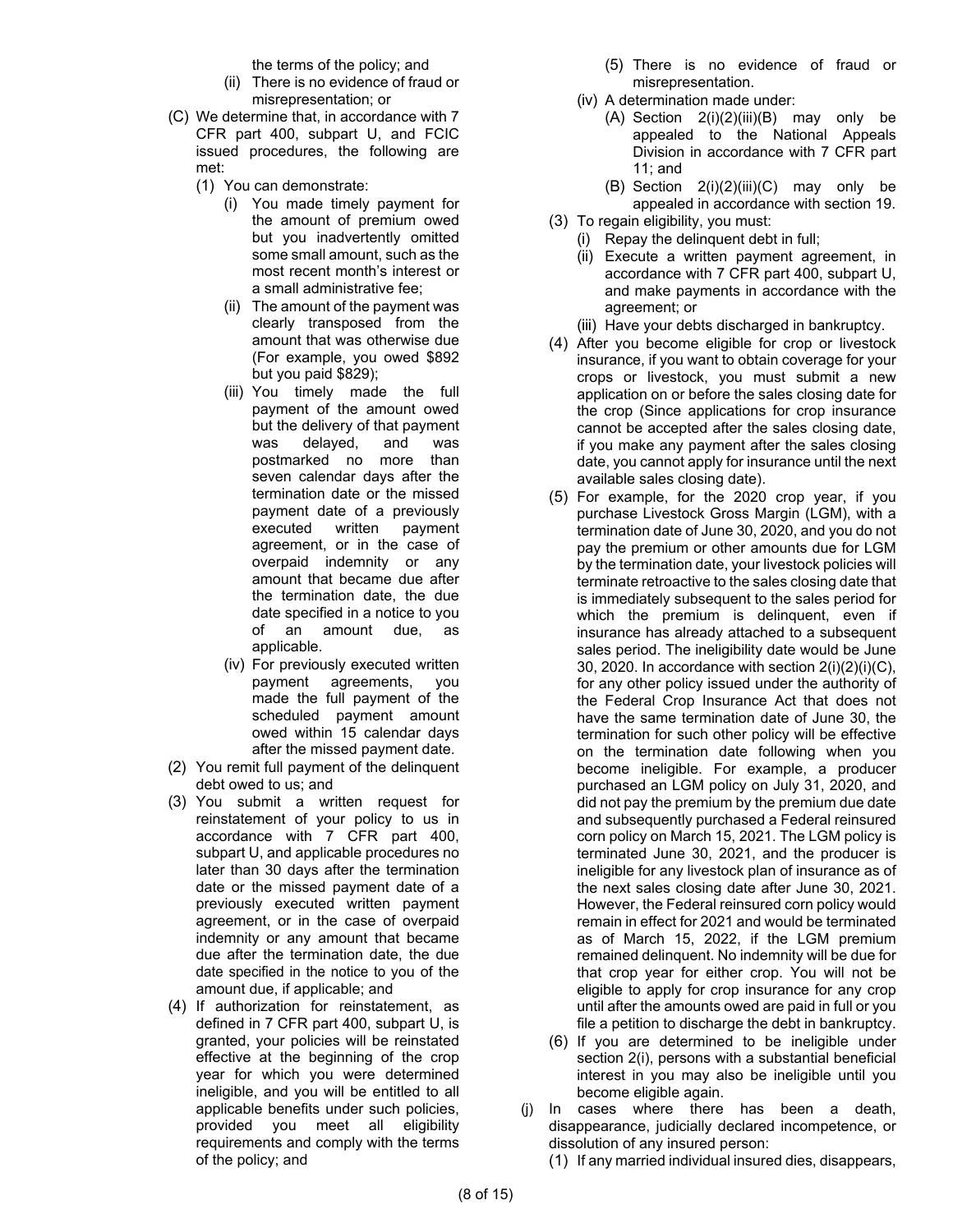the terms of the policy; and

- (ii) There is no evidence of fraud or misrepresentation; or

(C) We determine that, in accordance with 7 CFR part 400, subpart U, and FCIC issued procedures, the following are met:

- (1) You can demonstrate:
  - (i) You made timely payment for the amount of premium owed but you inadvertently omitted some small amount, such as the most recent month's interest or a small administrative fee;
  - (ii) The amount of the payment was clearly transposed from the amount that was otherwise due (For example, you owed $892 but you paid $829);
  - (iii) You timely made the full payment of the amount owed but the delivery of that payment was delayed, and was postmarked no more than seven calendar days after the termination date or the missed payment date of a previously executed written payment agreement, or in the case of overpaid indemnity or any amount that became due after the termination date, the due date specified in a notice to you of an amount due, as applicable.
  - (iv) For previously executed written payment agreements, you made the full payment of the scheduled payment amount owed within 15 calendar days after the missed payment date.
- (2) You remit full payment of the delinquent debt owed to us; and
- (3) You submit a written request for reinstatement of your policy to us in accordance with 7 CFR part 400, subpart U, and applicable procedures no later than 30 days after the termination date or the missed payment date of a previously executed written payment agreement, or in the case of overpaid indemnity or any amount that became due after the termination date, the due date specified in the notice to you of the amount due, if applicable; and
- (4) If authorization for reinstatement, as defined in 7 CFR part 400, subpart U, is granted, your policies will be reinstated effective at the beginning of the crop year for which you were determined ineligible, and you will be entitled to all applicable benefits under such policies, provided you meet all eligibility requirements and comply with the terms of the policy; and
- (5) There is no evidence of fraud or misrepresentation.

(iv) A determination made under:

- (A) Section 2(i)(2)(iii)(B) may only be appealed to the National Appeals Division in accordance with 7 CFR part 11; and
- (B) Section 2(i)(2)(iii)(C) may only be appealed in accordance with section 19.

(3) To regain eligibility, you must:

- (i) Repay the delinquent debt in full;
- (ii) Execute a written payment agreement, in accordance with 7 CFR part 400, subpart U, and make payments in accordance with the agreement; or
- (iii) Have your debts discharged in bankruptcy.

(4) After you become eligible for crop or livestock insurance, if you want to obtain coverage for your crops or livestock, you must submit a new application on or before the sales closing date for the crop (Since applications for crop insurance cannot be accepted after the sales closing date, if you make any payment after the sales closing date, you cannot apply for insurance until the next available sales closing date).

(5) For example, for the 2020 crop year, if you purchase Livestock Gross Margin (LGM), with a termination date of June 30, 2020, and you do not pay the premium or other amounts due for LGM by the termination date, your livestock policies will terminate retroactive to the sales closing date that is immediately subsequent to the sales period for which the premium is delinquent, even if insurance has already attached to a subsequent sales period. The ineligibility date would be June 30, 2020. In accordance with section 2(i)(2)(i)(C), for any other policy issued under the authority of the Federal Crop Insurance Act that does not have the same termination date of June 30, the termination for such other policy will be effective on the termination date following when you become ineligible. For example, a producer purchased an LGM policy on July 31, 2020, and did not pay the premium by the premium due date and subsequently purchased a Federal reinsured corn policy on March 15, 2021. The LGM policy is terminated June 30, 2021, and the producer is ineligible for any livestock plan of insurance as of the next sales closing date after June 30, 2021. However, the Federal reinsured corn policy would remain in effect for 2021 and would be terminated as of March 15, 2022, if the LGM premium remained delinquent. No indemnity will be due for that crop year for either crop. You will not be eligible to apply for crop insurance for any crop until after the amounts owed are paid in full or you file a petition to discharge the debt in bankruptcy.

(6) If you are determined to be ineligible under section 2(i), persons with a substantial beneficial interest in you may also be ineligible until you become eligible again.

(j) In cases where there has been a death, disappearance, judicially declared incompetence, or dissolution of any insured person:

- (1) If any married individual insured dies, disappears,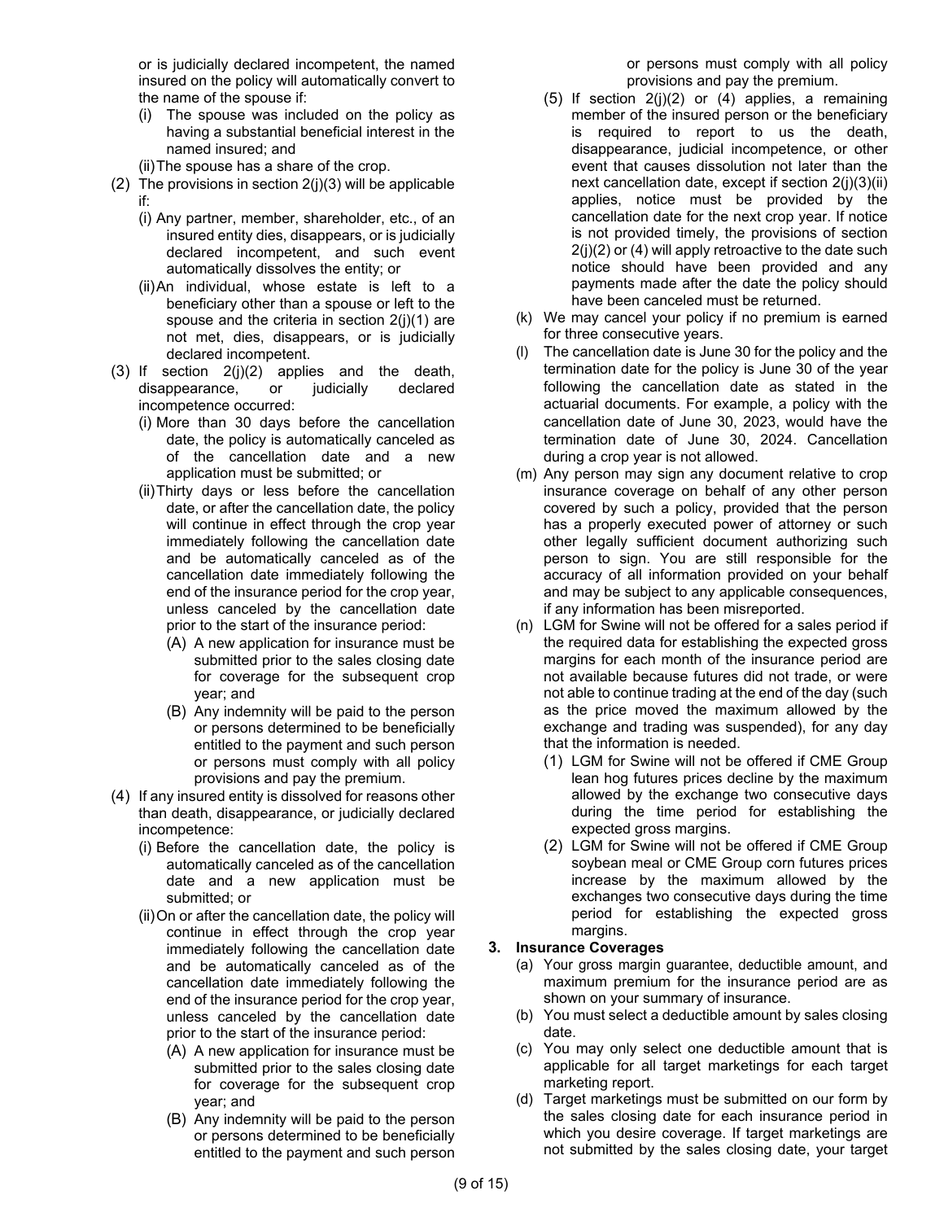or is judicially declared incompetent, the named insured on the policy will automatically convert to the name of the spouse if:

   (i) The spouse was included on the policy as having a substantial beneficial interest in the named insured; and

   (ii) The spouse has a share of the crop.

(2) The provisions in section 2(j)(3) will be applicable if:

   (i) Any partner, member, shareholder, etc., of an insured entity dies, disappears, or is judicially declared incompetent, and such event automatically dissolves the entity; or

   (ii) An individual, whose estate is left to a beneficiary other than a spouse or left to the spouse and the criteria in section 2(j)(1) are not met, dies, disappears, or is judicially declared incompetent.

(3) If section 2(j)(2) applies and the death, disappearance, or judicially declared incompetence occurred:

   (i) More than 30 days before the cancellation date, the policy is automatically canceled as of the cancellation date and a new application must be submitted; or

   (ii) Thirty days or less before the cancellation date, or after the cancellation date, the policy will continue in effect through the crop year immediately following the cancellation date and be automatically canceled as of the cancellation date immediately following the end of the insurance period for the crop year, unless canceled by the cancellation date prior to the start of the insurance period:

      (A) A new application for insurance must be submitted prior to the sales closing date for coverage for the subsequent crop year; and

      (B) Any indemnity will be paid to the person or persons determined to be beneficially entitled to the payment and such person or persons must comply with all policy provisions and pay the premium.

(4) If any insured entity is dissolved for reasons other than death, disappearance, or judicially declared incompetence:

   (i) Before the cancellation date, the policy is automatically canceled as of the cancellation date and a new application must be submitted; or

   (ii) On or after the cancellation date, the policy will continue in effect through the crop year immediately following the cancellation date and be automatically canceled as of the cancellation date immediately following the end of the insurance period for the crop year, unless canceled by the cancellation date prior to the start of the insurance period:

      (A) A new application for insurance must be submitted prior to the sales closing date for coverage for the subsequent crop year; and

      (B) Any indemnity will be paid to the person or persons determined to be beneficially entitled to the payment and such person or persons must comply with all policy provisions and pay the premium.

(5) If section 2(j)(2) or (4) applies, a remaining member of the insured person or the beneficiary is required to report to us the death, disappearance, judicial incompetence, or other event that causes dissolution not later than the next cancellation date, except if section 2(j)(3)(ii) applies, notice must be provided by the cancellation date for the next crop year. If notice is not provided timely, the provisions of section 2(j)(2) or (4) will apply retroactive to the date such notice should have been provided and any payments made after the date the policy should have been canceled must be returned.

(k) We may cancel your policy if no premium is earned for three consecutive years.

(l) The cancellation date is June 30 for the policy and the termination date for the policy is June 30 of the year following the cancellation date as stated in the actuarial documents. For example, a policy with the cancellation date of June 30, 2023, would have the termination date of June 30, 2024. Cancellation during a crop year is not allowed.

(m) Any person may sign any document relative to crop insurance coverage on behalf of any other person covered by such a policy, provided that the person has a properly executed power of attorney or such other legally sufficient document authorizing such person to sign. You are still responsible for the accuracy of all information provided on your behalf and may be subject to any applicable consequences, if any information has been misreported.

(n) LGM for Swine will not be offered for a sales period if the required data for establishing the expected gross margins for each month of the insurance period are not available because futures did not trade, or were not able to continue trading at the end of the day (such as the price moved the maximum allowed by the exchange and trading was suspended), for any day that the information is needed.

   (1) LGM for Swine will not be offered if CME Group lean hog futures prices decline by the maximum allowed by the exchange two consecutive days during the time period for establishing the expected gross margins.

   (2) LGM for Swine will not be offered if CME Group soybean meal or CME Group corn futures prices increase by the maximum allowed by the exchanges two consecutive days during the time period for establishing the expected gross margins.

**3. Insurance Coverages**

(a) Your gross margin guarantee, deductible amount, and maximum premium for the insurance period are as shown on your summary of insurance.

(b) You must select a deductible amount by sales closing date.

(c) You may only select one deductible amount that is applicable for all target marketings for each target marketing report.

(d) Target marketings must be submitted on our form by the sales closing date for each insurance period in which you desire coverage. If target marketings are not submitted by the sales closing date, your target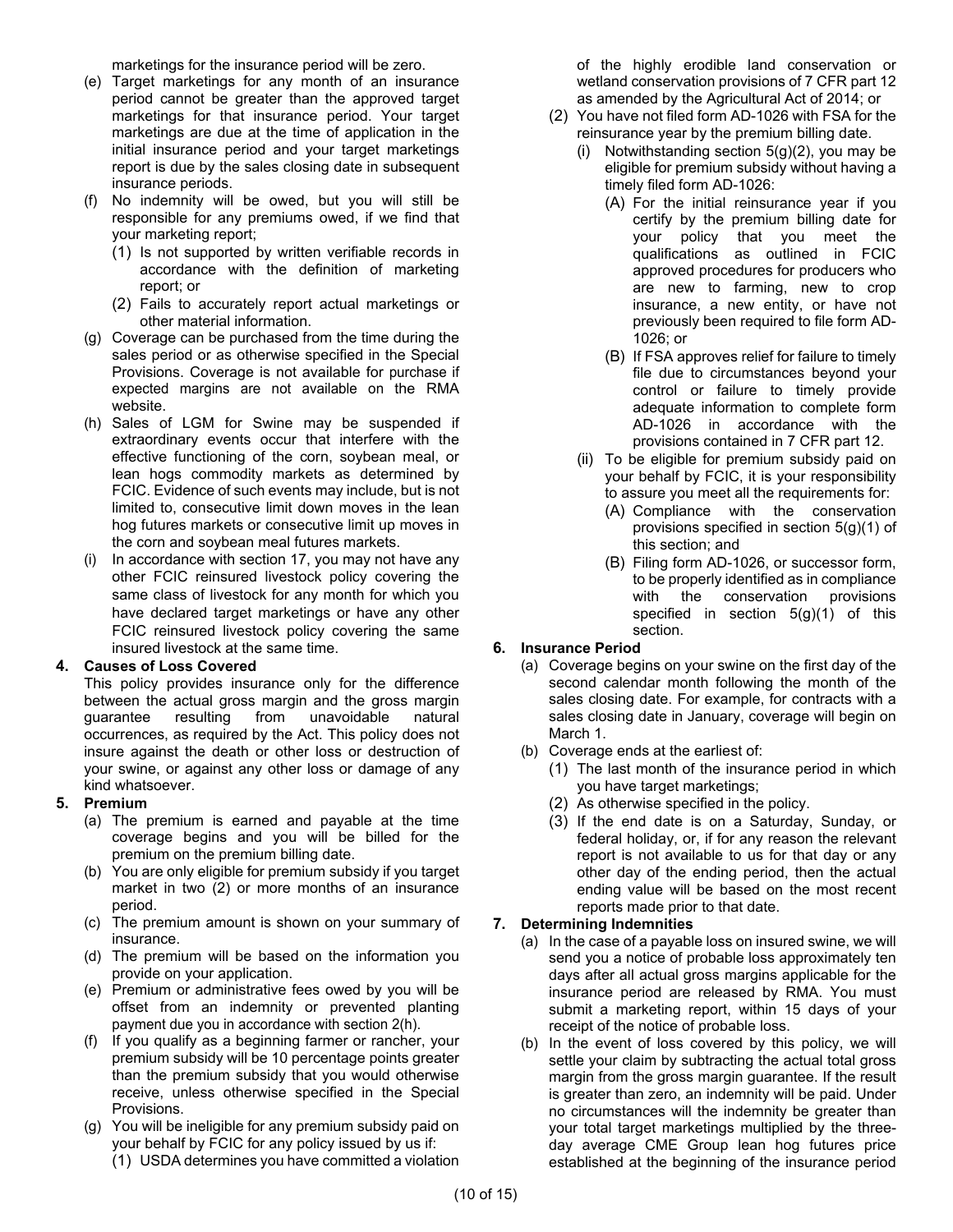marketings for the insurance period will be zero.

(e) Target marketings for any month of an insurance period cannot be greater than the approved target marketings for that insurance period. Your target marketings are due at the time of application in the initial insurance period and your target marketings report is due by the sales closing date in subsequent insurance periods.

(f) No indemnity will be owed, but you will still be responsible for any premiums owed, if we find that your marketing report;
   (1) Is not supported by written verifiable records in accordance with the definition of marketing report; or
   (2) Fails to accurately report actual marketings or other material information.

(g) Coverage can be purchased from the time during the sales period or as otherwise specified in the Special Provisions. Coverage is not available for purchase if expected margins are not available on the RMA website.

(h) Sales of LGM for Swine may be suspended if extraordinary events occur that interfere with the effective functioning of the corn, soybean meal, or lean hogs commodity markets as determined by FCIC. Evidence of such events may include, but is not limited to, consecutive limit down moves in the lean hog futures markets or consecutive limit up moves in the corn and soybean meal futures markets.

(i) In accordance with section 17, you may not have any other FCIC reinsured livestock policy covering the same class of livestock for any month for which you have declared target marketings or have any other FCIC reinsured livestock policy covering the same insured livestock at the same time.

**4. Causes of Loss Covered**

This policy provides insurance only for the difference between the actual gross margin and the gross margin guarantee resulting from unavoidable natural occurrences, as required by the Act. This policy does not insure against the death or other loss or destruction of your swine, or against any other loss or damage of any kind whatsoever.

**5. Premium**

(a) The premium is earned and payable at the time coverage begins and you will be billed for the premium on the premium billing date.

(b) You are only eligible for premium subsidy if you target market in two (2) or more months of an insurance period.

(c) The premium amount is shown on your summary of insurance.

(d) The premium will be based on the information you provide on your application.

(e) Premium or administrative fees owed by you will be offset from an indemnity or prevented planting payment due you in accordance with section 2(h).

(f) If you qualify as a beginning farmer or rancher, your premium subsidy will be 10 percentage points greater than the premium subsidy that you would otherwise receive, unless otherwise specified in the Special Provisions.

(g) You will be ineligible for any premium subsidy paid on your behalf by FCIC for any policy issued by us if:
   (1) USDA determines you have committed a violation of the highly erodible land conservation or wetland conservation provisions of 7 CFR part 12 as amended by the Agricultural Act of 2014; or
   (2) You have not filed form AD-1026 with FSA for the reinsurance year by the premium billing date.
      (i) Notwithstanding section 5(g)(2), you may be eligible for premium subsidy without having a timely filed form AD-1026:
         (A) For the initial reinsurance year if you certify by the premium billing date for your policy that you meet the qualifications as outlined in FCIC approved procedures for producers who are new to farming, new to crop insurance, a new entity, or have not previously been required to file form AD-1026; or
         (B) If FSA approves relief for failure to timely file due to circumstances beyond your control or failure to timely provide adequate information to complete form AD-1026 in accordance with the provisions contained in 7 CFR part 12.
      (ii) To be eligible for premium subsidy paid on your behalf by FCIC, it is your responsibility to assure you meet all the requirements for:
         (A) Compliance with the conservation provisions specified in section 5(g)(1) of this section; and
         (B) Filing form AD-1026, or successor form, to be properly identified as in compliance with the conservation provisions specified in section 5(g)(1) of this section.

**6. Insurance Period**

(a) Coverage begins on your swine on the first day of the second calendar month following the month of the sales closing date. For example, for contracts with a sales closing date in January, coverage will begin on March 1.

(b) Coverage ends at the earliest of:
   (1) The last month of the insurance period in which you have target marketings;
   (2) As otherwise specified in the policy.
   (3) If the end date is on a Saturday, Sunday, or federal holiday, or, if for any reason the relevant report is not available to us for that day or any other day of the ending period, then the actual ending value will be based on the most recent reports made prior to that date.

**7. Determining Indemnities**

(a) In the case of a payable loss on insured swine, we will send you a notice of probable loss approximately ten days after all actual gross margins applicable for the insurance period are released by RMA. You must submit a marketing report, within 15 days of your receipt of the notice of probable loss.

(b) In the event of loss covered by this policy, we will settle your claim by subtracting the actual total gross margin from the gross margin guarantee. If the result is greater than zero, an indemnity will be paid. Under no circumstances will the indemnity be greater than your total target marketings multiplied by the three-day average CME Group lean hog futures price established at the beginning of the insurance period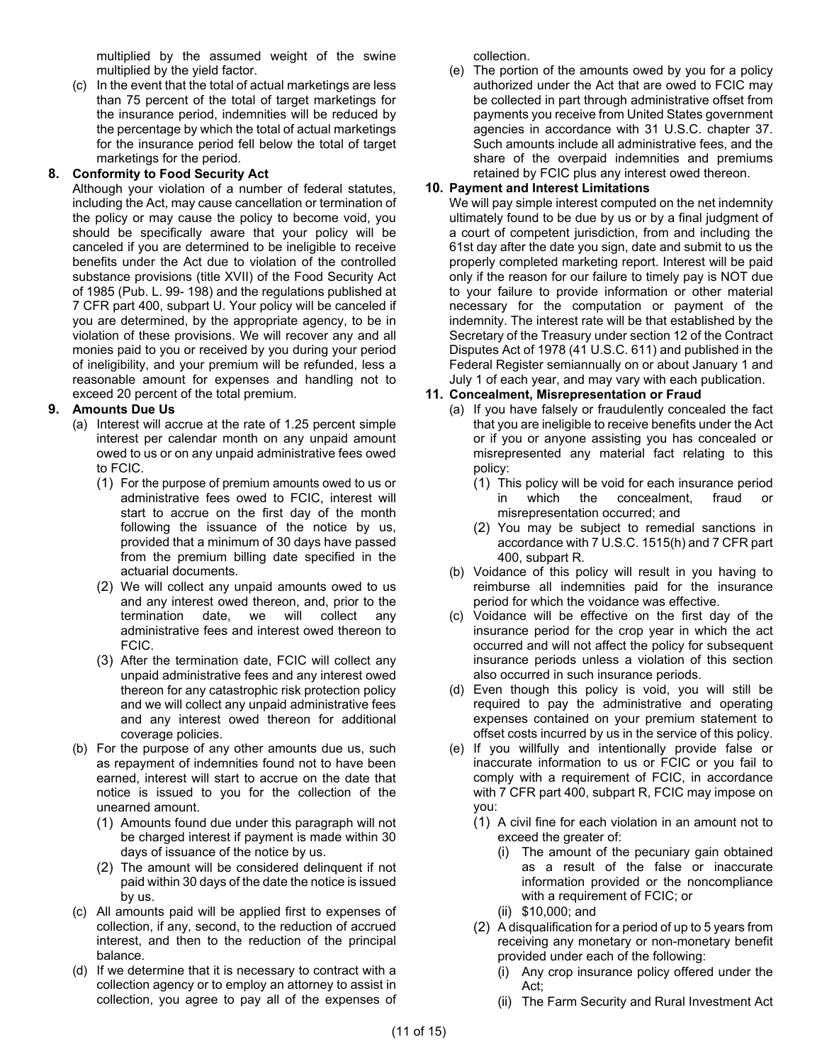multiplied by the assumed weight of the swine multiplied by the yield factor.

(c) In the event that the total of actual marketings are less than 75 percent of the total of target marketings for the insurance period, indemnities will be reduced by the percentage by which the total of actual marketings for the insurance period fell below the total of target marketings for the period.

**8. Conformity to Food Security Act**

Although your violation of a number of federal statutes, including the Act, may cause cancellation or termination of the policy or may cause the policy to become void, you should be specifically aware that your policy will be canceled if you are determined to be ineligible to receive benefits under the Act due to violation of the controlled substance provisions (title XVII) of the Food Security Act of 1985 (Pub. L. 99- 198) and the regulations published at 7 CFR part 400, subpart U. Your policy will be canceled if you are determined, by the appropriate agency, to be in violation of these provisions. We will recover any and all monies paid to you or received by you during your period of ineligibility, and your premium will be refunded, less a reasonable amount for expenses and handling not to exceed 20 percent of the total premium.

**9. Amounts Due Us**

(a) Interest will accrue at the rate of 1.25 percent simple interest per calendar month on any unpaid amount owed to us or on any unpaid administrative fees owed to FCIC.

(1) For the purpose of premium amounts owed to us or administrative fees owed to FCIC, interest will start to accrue on the first day of the month following the issuance of the notice by us, provided that a minimum of 30 days have passed from the premium billing date specified in the actuarial documents.

(2) We will collect any unpaid amounts owed to us and any interest owed thereon, and, prior to the termination date, we will collect any administrative fees and interest owed thereon to FCIC.

(3) After the termination date, FCIC will collect any unpaid administrative fees and any interest owed thereon for any catastrophic risk protection policy and we will collect any unpaid administrative fees and any interest owed thereon for additional coverage policies.

(b) For the purpose of any other amounts due us, such as repayment of indemnities found not to have been earned, interest will start to accrue on the date that notice is issued to you for the collection of the unearned amount.

(1) Amounts found due under this paragraph will not be charged interest if payment is made within 30 days of issuance of the notice by us.

(2) The amount will be considered delinquent if not paid within 30 days of the date the notice is issued by us.

(c) All amounts paid will be applied first to expenses of collection, if any, second, to the reduction of accrued interest, and then to the reduction of the principal balance.

(d) If we determine that it is necessary to contract with a collection agency or to employ an attorney to assist in collection, you agree to pay all of the expenses of collection.

(e) The portion of the amounts owed by you for a policy authorized under the Act that are owed to FCIC may be collected in part through administrative offset from payments you receive from United States government agencies in accordance with 31 U.S.C. chapter 37. Such amounts include all administrative fees, and the share of the overpaid indemnities and premiums retained by FCIC plus any interest owed thereon.

**10. Payment and Interest Limitations**

We will pay simple interest computed on the net indemnity ultimately found to be due by us or by a final judgment of a court of competent jurisdiction, from and including the 61st day after the date you sign, date and submit to us the properly completed marketing report. Interest will be paid only if the reason for our failure to timely pay is NOT due to your failure to provide information or other material necessary for the computation or payment of the indemnity. The interest rate will be that established by the Secretary of the Treasury under section 12 of the Contract Disputes Act of 1978 (41 U.S.C. 611) and published in the Federal Register semiannually on or about January 1 and July 1 of each year, and may vary with each publication.

**11. Concealment, Misrepresentation or Fraud**

(a) If you have falsely or fraudulently concealed the fact that you are ineligible to receive benefits under the Act or if you or anyone assisting you has concealed or misrepresented any material fact relating to this policy:

(1) This policy will be void for each insurance period in which the concealment, fraud or misrepresentation occurred; and

(2) You may be subject to remedial sanctions in accordance with 7 U.S.C. 1515(h) and 7 CFR part 400, subpart R.

(b) Voidance of this policy will result in you having to reimburse all indemnities paid for the insurance period for which the voidance was effective.

(c) Voidance will be effective on the first day of the insurance period for the crop year in which the act occurred and will not affect the policy for subsequent insurance periods unless a violation of this section also occurred in such insurance periods.

(d) Even though this policy is void, you will still be required to pay the administrative and operating expenses contained on your premium statement to offset costs incurred by us in the service of this policy.

(e) If you willfully and intentionally provide false or inaccurate information to us or FCIC or you fail to comply with a requirement of FCIC, in accordance with 7 CFR part 400, subpart R, FCIC may impose on you:

(1) A civil fine for each violation in an amount not to exceed the greater of:

(i) The amount of the pecuniary gain obtained as a result of the false or inaccurate information provided or the noncompliance with a requirement of FCIC; or

(ii) $10,000; and

(2) A disqualification for a period of up to 5 years from receiving any monetary or non-monetary benefit provided under each of the following:

(i) Any crop insurance policy offered under the Act;

(ii) The Farm Security and Rural Investment Act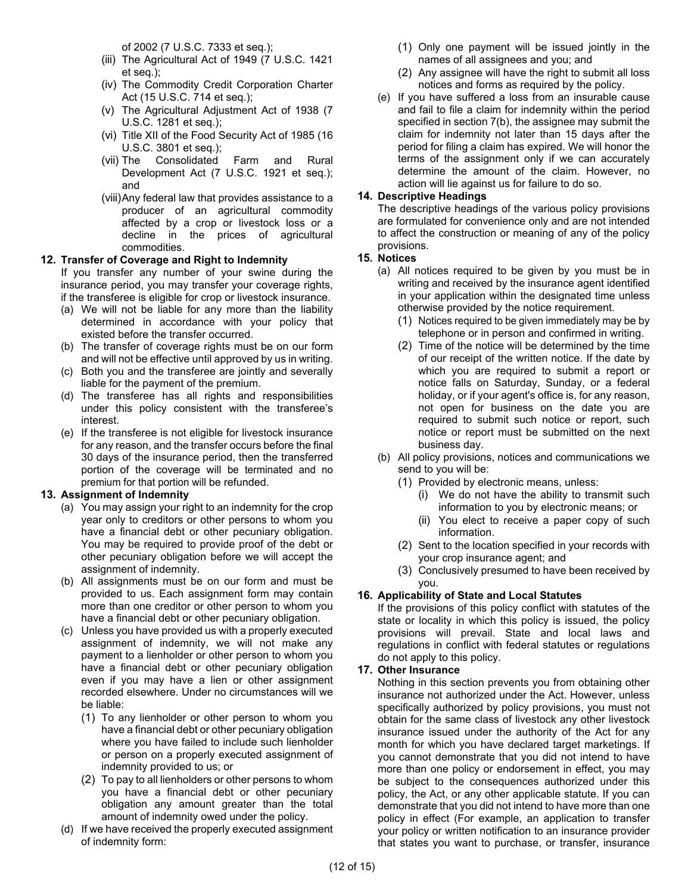of 2002 (7 U.S.C. 7333 et seq.);

(iii) The Agricultural Act of 1949 (7 U.S.C. 1421 et seq.);

(iv) The Commodity Credit Corporation Charter Act (15 U.S.C. 714 et seq.);

(v) The Agricultural Adjustment Act of 1938 (7 U.S.C. 1281 et seq.);

(vi) Title XII of the Food Security Act of 1985 (16 U.S.C. 3801 et seq.);

(vii) The Consolidated Farm and Rural Development Act (7 U.S.C. 1921 et seq.); and

(viii) Any federal law that provides assistance to a producer of an agricultural commodity affected by a crop or livestock loss or a decline in the prices of agricultural commodities.

**12. Transfer of Coverage and Right to Indemnity**

If you transfer any number of your swine during the insurance period, you may transfer your coverage rights, if the transferee is eligible for crop or livestock insurance.

(a) We will not be liable for any more than the liability determined in accordance with your policy that existed before the transfer occurred.

(b) The transfer of coverage rights must be on our form and will not be effective until approved by us in writing.

(c) Both you and the transferee are jointly and severally liable for the payment of the premium.

(d) The transferee has all rights and responsibilities under this policy consistent with the transferee's interest.

(e) If the transferee is not eligible for livestock insurance for any reason, and the transfer occurs before the final 30 days of the insurance period, then the transferred portion of the coverage will be terminated and no premium for that portion will be refunded.

**13. Assignment of Indemnity**

(a) You may assign your right to an indemnity for the crop year only to creditors or other persons to whom you have a financial debt or other pecuniary obligation. You may be required to provide proof of the debt or other pecuniary obligation before we will accept the assignment of indemnity.

(b) All assignments must be on our form and must be provided to us. Each assignment form may contain more than one creditor or other person to whom you have a financial debt or other pecuniary obligation.

(c) Unless you have provided us with a properly executed assignment of indemnity, we will not make any payment to a lienholder or other person to whom you have a financial debt or other pecuniary obligation even if you may have a lien or other assignment recorded elsewhere. Under no circumstances will we be liable:

(1) To any lienholder or other person to whom you have a financial debt or other pecuniary obligation where you have failed to include such lienholder or person on a properly executed assignment of indemnity provided to us; or

(2) To pay to all lienholders or other persons to whom you have a financial debt or other pecuniary obligation any amount greater than the total amount of indemnity owed under the policy.

(d) If we have received the properly executed assignment of indemnity form:

(1) Only one payment will be issued jointly in the names of all assignees and you; and

(2) Any assignee will have the right to submit all loss notices and forms as required by the policy.

(e) If you have suffered a loss from an insurable cause and fail to file a claim for indemnity within the period specified in section 7(b), the assignee may submit the claim for indemnity not later than 15 days after the period for filing a claim has expired. We will honor the terms of the assignment only if we can accurately determine the amount of the claim. However, no action will lie against us for failure to do so.

**14. Descriptive Headings**

The descriptive headings of the various policy provisions are formulated for convenience only and are not intended to affect the construction or meaning of any of the policy provisions.

**15. Notices**

(a) All notices required to be given by you must be in writing and received by the insurance agent identified in your application within the designated time unless otherwise provided by the notice requirement.

(1) Notices required to be given immediately may be by telephone or in person and confirmed in writing.

(2) Time of the notice will be determined by the time of our receipt of the written notice. If the date by which you are required to submit a report or notice falls on Saturday, Sunday, or a federal holiday, or if your agent's office is, for any reason, not open for business on the date you are required to submit such notice or report, such notice or report must be submitted on the next business day.

(b) All policy provisions, notices and communications we send to you will be:

(1) Provided by electronic means, unless:

(i) We do not have the ability to transmit such information to you by electronic means; or

(ii) You elect to receive a paper copy of such information.

(2) Sent to the location specified in your records with your crop insurance agent; and

(3) Conclusively presumed to have been received by you.

**16. Applicability of State and Local Statutes**

If the provisions of this policy conflict with statutes of the state or locality in which this policy is issued, the policy provisions will prevail. State and local laws and regulations in conflict with federal statutes or regulations do not apply to this policy.

**17. Other Insurance**

Nothing in this section prevents you from obtaining other insurance not authorized under the Act. However, unless specifically authorized by policy provisions, you must not obtain for the same class of livestock any other livestock insurance issued under the authority of the Act for any month for which you have declared target marketings. If you cannot demonstrate that you did not intend to have more than one policy or endorsement in effect, you may be subject to the consequences authorized under this policy, the Act, or any other applicable statute. If you can demonstrate that you did not intend to have more than one policy in effect (For example, an application to transfer your policy or written notification to an insurance provider that states you want to purchase, or transfer, insurance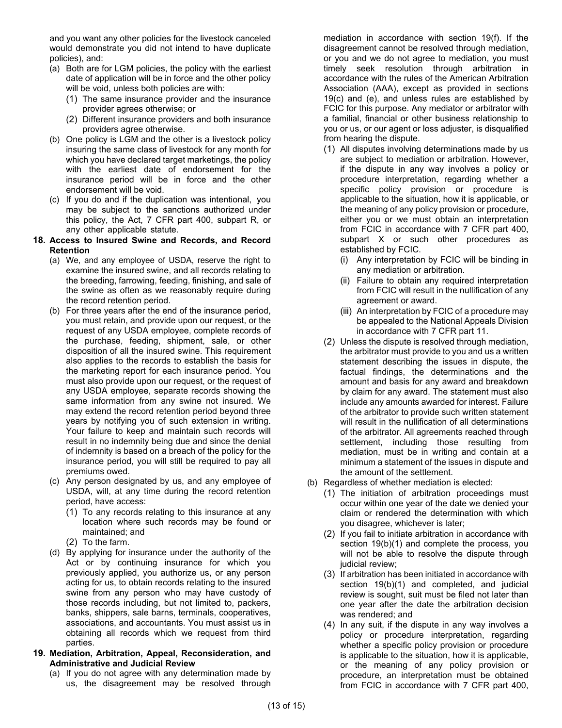and you want any other policies for the livestock canceled would demonstrate you did not intend to have duplicate policies), and:

(a) Both are for LGM policies, the policy with the earliest date of application will be in force and the other policy will be void, unless both policies are with:
   (1) The same insurance provider and the insurance provider agrees otherwise; or
   (2) Different insurance providers and both insurance providers agree otherwise.

(b) One policy is LGM and the other is a livestock policy insuring the same class of livestock for any month for which you have declared target marketings, the policy with the earliest date of endorsement for the insurance period will be in force and the other endorsement will be void.

(c) If you do and if the duplication was intentional, you may be subject to the sanctions authorized under this policy, the Act, 7 CFR part 400, subpart R, or any other applicable statute.

**18. Access to Insured Swine and Records, and Record Retention**

(a) We, and any employee of USDA, reserve the right to examine the insured swine, and all records relating to the breeding, farrowing, feeding, finishing, and sale of the swine as often as we reasonably require during the record retention period.

(b) For three years after the end of the insurance period, you must retain, and provide upon our request, or the request of any USDA employee, complete records of the purchase, feeding, shipment, sale, or other disposition of all the insured swine. This requirement also applies to the records to establish the basis for the marketing report for each insurance period. You must also provide upon our request, or the request of any USDA employee, separate records showing the same information from any swine not insured. We may extend the record retention period beyond three years by notifying you of such extension in writing. Your failure to keep and maintain such records will result in no indemnity being due and since the denial of indemnity is based on a breach of the policy for the insurance period, you will still be required to pay all premiums owed.

(c) Any person designated by us, and any employee of USDA, will, at any time during the record retention period, have access:
   (1) To any records relating to this insurance at any location where such records may be found or maintained; and
   (2) To the farm.

(d) By applying for insurance under the authority of the Act or by continuing insurance for which you previously applied, you authorize us, or any person acting for us, to obtain records relating to the insured swine from any person who may have custody of those records including, but not limited to, packers, banks, shippers, sale barns, terminals, cooperatives, associations, and accountants. You must assist us in obtaining all records which we request from third parties.

**19. Mediation, Arbitration, Appeal, Reconsideration, and Administrative and Judicial Review**

(a) If you do not agree with any determination made by us, the disagreement may be resolved through mediation in accordance with section 19(f). If the disagreement cannot be resolved through mediation, or you and we do not agree to mediation, you must timely seek resolution through arbitration in accordance with the rules of the American Arbitration Association (AAA), except as provided in sections 19(c) and (e), and unless rules are established by FCIC for this purpose. Any mediator or arbitrator with a familial, financial or other business relationship to you or us, or our agent or loss adjuster, is disqualified from hearing the dispute.
   (1) All disputes involving determinations made by us are subject to mediation or arbitration. However, if the dispute in any way involves a policy or procedure interpretation, regarding whether a specific policy provision or procedure is applicable to the situation, how it is applicable, or the meaning of any policy provision or procedure, either you or we must obtain an interpretation from FCIC in accordance with 7 CFR part 400, subpart X or such other procedures as established by FCIC.
      (i) Any interpretation by FCIC will be binding in any mediation or arbitration.
      (ii) Failure to obtain any required interpretation from FCIC will result in the nullification of any agreement or award.
      (iii) An interpretation by FCIC of a procedure may be appealed to the National Appeals Division in accordance with 7 CFR part 11.
   (2) Unless the dispute is resolved through mediation, the arbitrator must provide to you and us a written statement describing the issues in dispute, the factual findings, the determinations and the amount and basis for any award and breakdown by claim for any award. The statement must also include any amounts awarded for interest. Failure of the arbitrator to provide such written statement will result in the nullification of all determinations of the arbitrator. All agreements reached through settlement, including those resulting from mediation, must be in writing and contain at a minimum a statement of the issues in dispute and the amount of the settlement.

(b) Regardless of whether mediation is elected:
   (1) The initiation of arbitration proceedings must occur within one year of the date we denied your claim or rendered the determination with which you disagree, whichever is later;
   (2) If you fail to initiate arbitration in accordance with section 19(b)(1) and complete the process, you will not be able to resolve the dispute through judicial review;
   (3) If arbitration has been initiated in accordance with section 19(b)(1) and completed, and judicial review is sought, suit must be filed not later than one year after the date the arbitration decision was rendered; and
   (4) In any suit, if the dispute in any way involves a policy or procedure interpretation, regarding whether a specific policy provision or procedure is applicable to the situation, how it is applicable, or the meaning of any policy provision or procedure, an interpretation must be obtained from FCIC in accordance with 7 CFR part 400,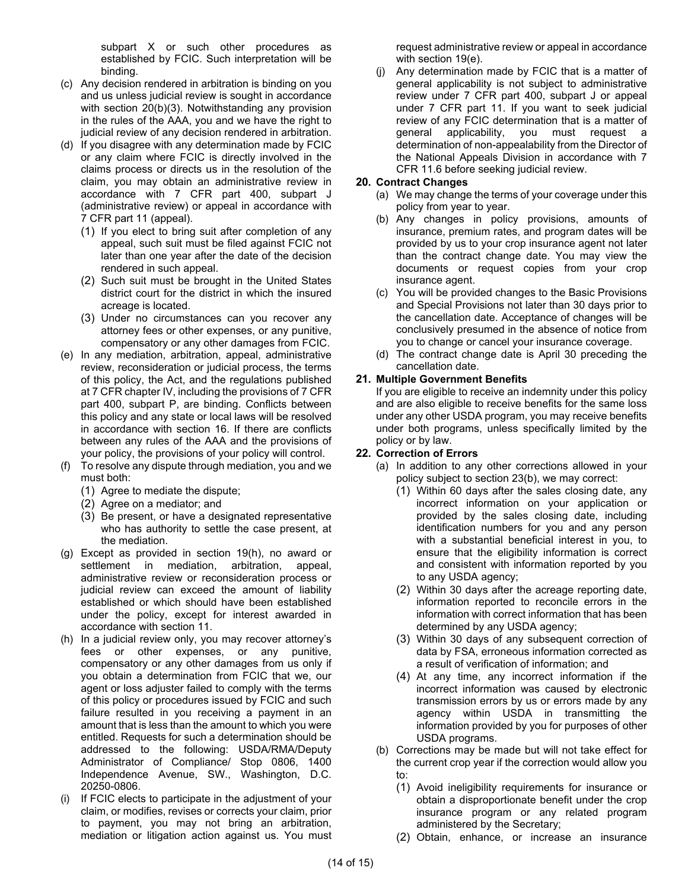subpart X or such other procedures as established by FCIC. Such interpretation will be binding.

(c) Any decision rendered in arbitration is binding on you and us unless judicial review is sought in accordance with section 20(b)(3). Notwithstanding any provision in the rules of the AAA, you and we have the right to judicial review of any decision rendered in arbitration.

(d) If you disagree with any determination made by FCIC or any claim where FCIC is directly involved in the claims process or directs us in the resolution of the claim, you may obtain an administrative review in accordance with 7 CFR part 400, subpart J (administrative review) or appeal in accordance with 7 CFR part 11 (appeal).

(1) If you elect to bring suit after completion of any appeal, such suit must be filed against FCIC not later than one year after the date of the decision rendered in such appeal.

(2) Such suit must be brought in the United States district court for the district in which the insured acreage is located.

(3) Under no circumstances can you recover any attorney fees or other expenses, or any punitive, compensatory or any other damages from FCIC.

(e) In any mediation, arbitration, appeal, administrative review, reconsideration or judicial process, the terms of this policy, the Act, and the regulations published at 7 CFR chapter IV, including the provisions of 7 CFR part 400, subpart P, are binding. Conflicts between this policy and any state or local laws will be resolved in accordance with section 16. If there are conflicts between any rules of the AAA and the provisions of your policy, the provisions of your policy will control.

(f) To resolve any dispute through mediation, you and we must both:

(1) Agree to mediate the dispute;

(2) Agree on a mediator; and

(3) Be present, or have a designated representative who has authority to settle the case present, at the mediation.

(g) Except as provided in section 19(h), no award or settlement in mediation, arbitration, appeal, administrative review or reconsideration process or judicial review can exceed the amount of liability established or which should have been established under the policy, except for interest awarded in accordance with section 11.

(h) In a judicial review only, you may recover attorney's fees or other expenses, or any punitive, compensatory or any other damages from us only if you obtain a determination from FCIC that we, our agent or loss adjuster failed to comply with the terms of this policy or procedures issued by FCIC and such failure resulted in you receiving a payment in an amount that is less than the amount to which you were entitled. Requests for such a determination should be addressed to the following: USDA/RMA/Deputy Administrator of Compliance/ Stop 0806, 1400 Independence Avenue, SW., Washington, D.C. 20250-0806.

(i) If FCIC elects to participate in the adjustment of your claim, or modifies, revises or corrects your claim, prior to payment, you may not bring an arbitration, mediation or litigation action against us. You must request administrative review or appeal in accordance with section 19(e).

(j) Any determination made by FCIC that is a matter of general applicability is not subject to administrative review under 7 CFR part 400, subpart J or appeal under 7 CFR part 11. If you want to seek judicial review of any FCIC determination that is a matter of general applicability, you must request a determination of non-appealability from the Director of the National Appeals Division in accordance with 7 CFR 11.6 before seeking judicial review.

**20. Contract Changes**

(a) We may change the terms of your coverage under this policy from year to year.

(b) Any changes in policy provisions, amounts of insurance, premium rates, and program dates will be provided by us to your crop insurance agent not later than the contract change date. You may view the documents or request copies from your crop insurance agent.

(c) You will be provided changes to the Basic Provisions and Special Provisions not later than 30 days prior to the cancellation date. Acceptance of changes will be conclusively presumed in the absence of notice from you to change or cancel your insurance coverage.

(d) The contract change date is April 30 preceding the cancellation date.

**21. Multiple Government Benefits**

If you are eligible to receive an indemnity under this policy and are also eligible to receive benefits for the same loss under any other USDA program, you may receive benefits under both programs, unless specifically limited by the policy or by law.

**22. Correction of Errors**

(a) In addition to any other corrections allowed in your policy subject to section 23(b), we may correct:

(1) Within 60 days after the sales closing date, any incorrect information on your application or provided by the sales closing date, including identification numbers for you and any person with a substantial beneficial interest in you, to ensure that the eligibility information is correct and consistent with information reported by you to any USDA agency;

(2) Within 30 days after the acreage reporting date, information reported to reconcile errors in the information with correct information that has been determined by any USDA agency;

(3) Within 30 days of any subsequent correction of data by FSA, erroneous information corrected as a result of verification of information; and

(4) At any time, any incorrect information if the incorrect information was caused by electronic transmission errors by us or errors made by any agency within USDA in transmitting the information provided by you for purposes of other USDA programs.

(b) Corrections may be made but will not take effect for the current crop year if the correction would allow you to:

(1) Avoid ineligibility requirements for insurance or obtain a disproportionate benefit under the crop insurance program or any related program administered by the Secretary;

(2) Obtain, enhance, or increase an insurance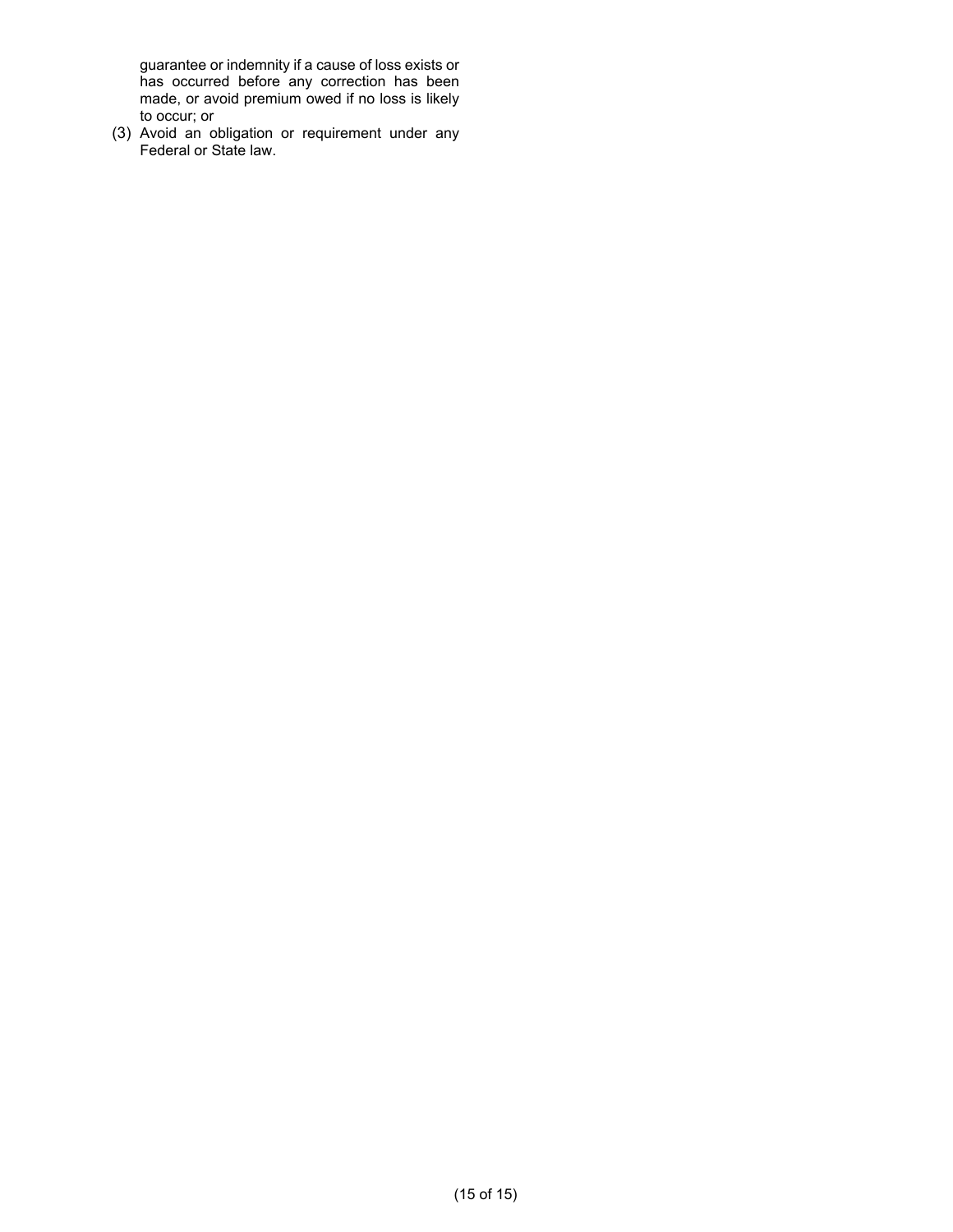guarantee or indemnity if a cause of loss exists or has occurred before any correction has been made, or avoid premium owed if no loss is likely to occur; or

(3) Avoid an obligation or requirement under any Federal or State law.